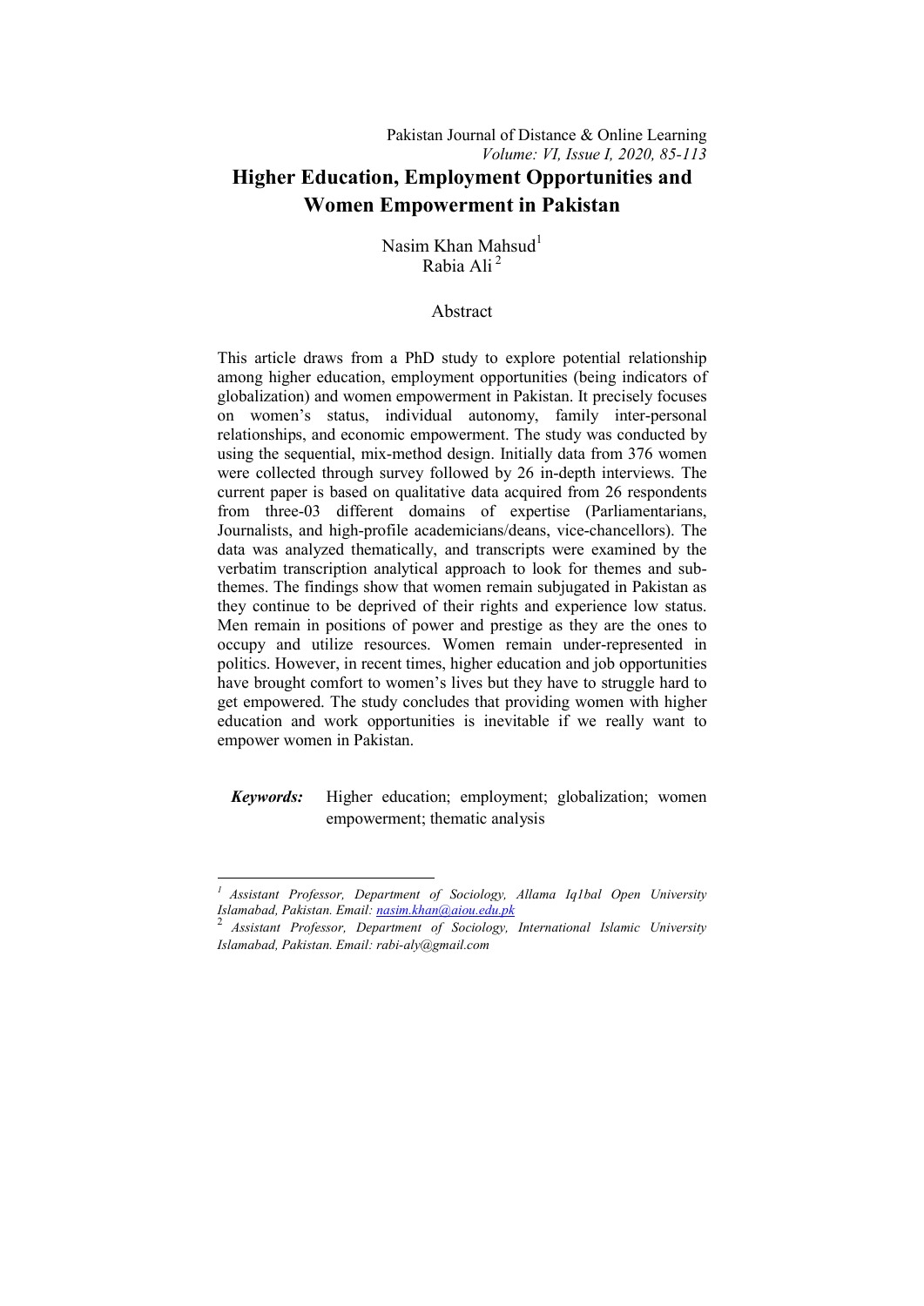# Higher Education, Employment Opportunities and Women Empowerment in Pakistan

Nasim Khan Mahsud[1]
Rabia Ali[2]

## Abstract

This article draws from a PhD study to explore potential relationship among higher education, employment opportunities (being indicators of globalization) and women empowerment in Pakistan. It precisely focuses on women's status, individual autonomy, family inter-personal relationships, and economic empowerment. The study was conducted by using the sequential, mix-method design. Initially data from 376 women were collected through survey followed by 26 in-depth interviews. The current paper is based on qualitative data acquired from 26 respondents from three-03 different domains of expertise (Parliamentarians, Journalists, and high-profile academicians/deans, vice-chancellors). The data was analyzed thematically, and transcripts were examined by the verbatim transcription analytical approach to look for themes and sub-themes. The findings show that women remain subjugated in Pakistan as they continue to be deprived of their rights and experience low status. Men remain in positions of power and prestige as they are the ones to occupy and utilize resources. Women remain under-represented in politics. However, in recent times, higher education and job opportunities have brought comfort to women's lives but they have to struggle hard to get empowered. The study concludes that providing women with higher education and work opportunities is inevitable if we really want to empower women in Pakistan.

***Keywords:*** Higher education; employment; globalization; women empowerment; thematic analysis

---

[1] *Assistant Professor, Department of Sociology, Allama Iq1bal Open University Islamabad, Pakistan. Email: nasim.khan@aiou.edu.pk*

[2] *Assistant Professor, Department of Sociology, International Islamic University Islamabad, Pakistan. Email: rabi-aly@gmail.com*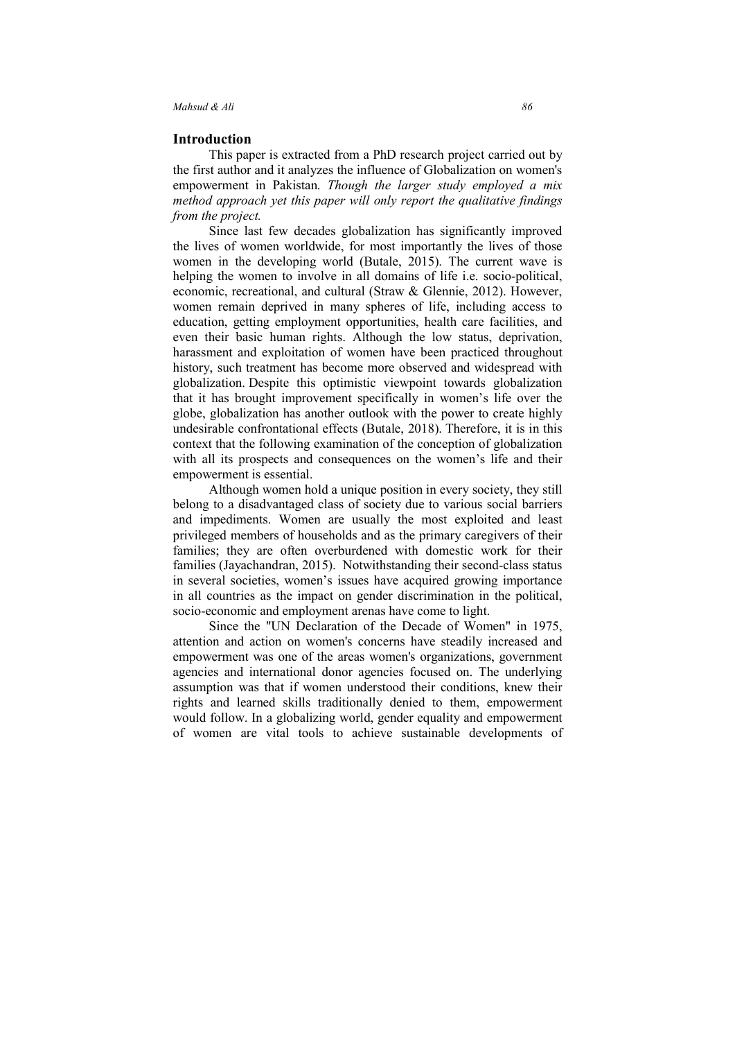## Introduction

This paper is extracted from a PhD research project carried out by the first author and it analyzes the influence of Globalization on women's empowerment in Pakistan. *Though the larger study employed a mix method approach yet this paper will only report the qualitative findings from the project.*

Since last few decades globalization has significantly improved the lives of women worldwide, for most importantly the lives of those women in the developing world (Butale, 2015). The current wave is helping the women to involve in all domains of life i.e. socio-political, economic, recreational, and cultural (Straw & Glennie, 2012). However, women remain deprived in many spheres of life, including access to education, getting employment opportunities, health care facilities, and even their basic human rights. Although the low status, deprivation, harassment and exploitation of women have been practiced throughout history, such treatment has become more observed and widespread with globalization. Despite this optimistic viewpoint towards globalization that it has brought improvement specifically in women's life over the globe, globalization has another outlook with the power to create highly undesirable confrontational effects (Butale, 2018). Therefore, it is in this context that the following examination of the conception of globalization with all its prospects and consequences on the women's life and their empowerment is essential.

Although women hold a unique position in every society, they still belong to a disadvantaged class of society due to various social barriers and impediments. Women are usually the most exploited and least privileged members of households and as the primary caregivers of their families; they are often overburdened with domestic work for their families (Jayachandran, 2015). Notwithstanding their second-class status in several societies, women's issues have acquired growing importance in all countries as the impact on gender discrimination in the political, socio-economic and employment arenas have come to light.

Since the "UN Declaration of the Decade of Women" in 1975, attention and action on women's concerns have steadily increased and empowerment was one of the areas women's organizations, government agencies and international donor agencies focused on. The underlying assumption was that if women understood their conditions, knew their rights and learned skills traditionally denied to them, empowerment would follow. In a globalizing world, gender equality and empowerment of women are vital tools to achieve sustainable developments of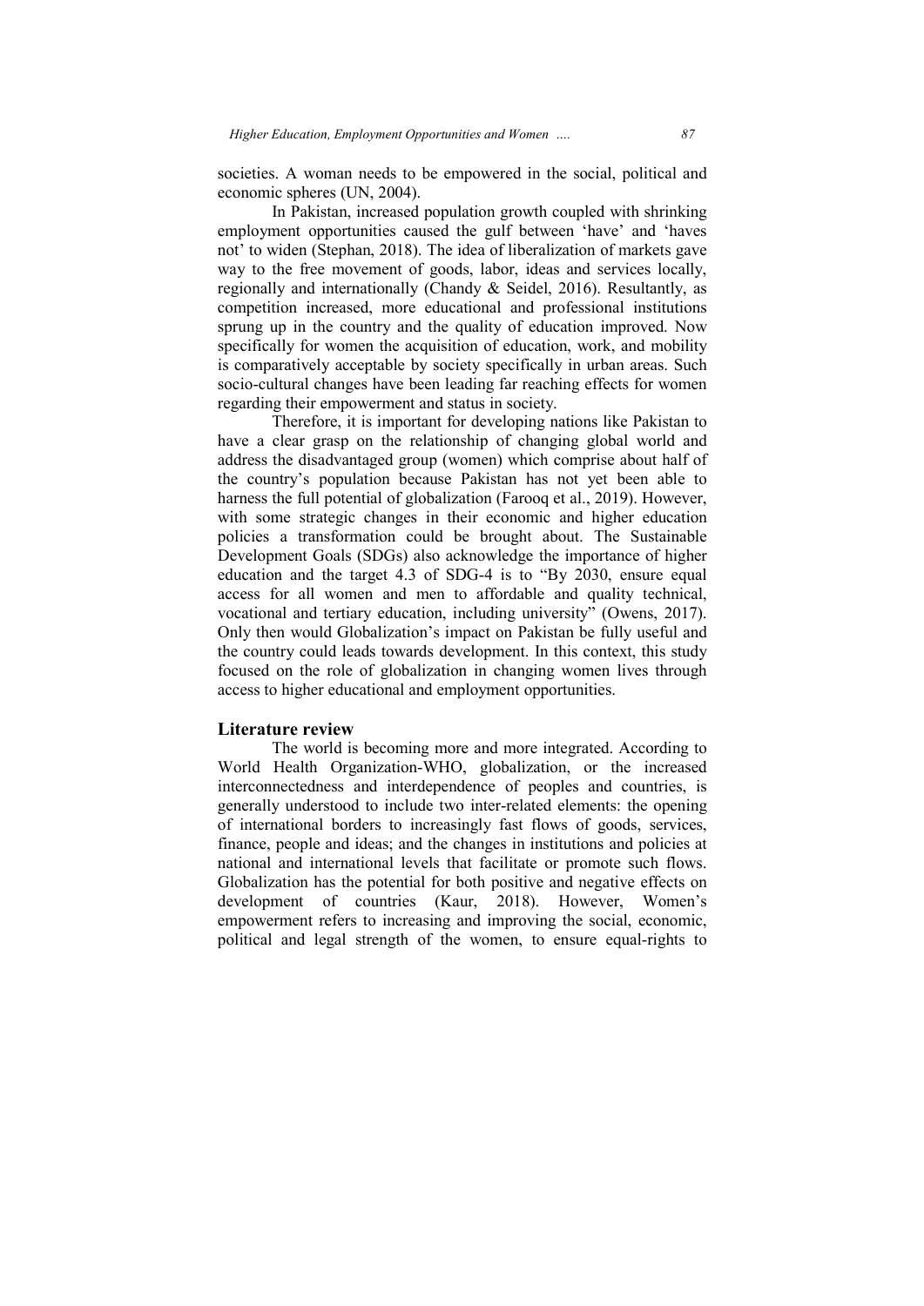societies. A woman needs to be empowered in the social, political and economic spheres (UN, 2004).

In Pakistan, increased population growth coupled with shrinking employment opportunities caused the gulf between 'have' and 'haves not' to widen (Stephan, 2018). The idea of liberalization of markets gave way to the free movement of goods, labor, ideas and services locally, regionally and internationally (Chandy & Seidel, 2016). Resultantly, as competition increased, more educational and professional institutions sprung up in the country and the quality of education improved. Now specifically for women the acquisition of education, work, and mobility is comparatively acceptable by society specifically in urban areas. Such socio-cultural changes have been leading far reaching effects for women regarding their empowerment and status in society.

Therefore, it is important for developing nations like Pakistan to have a clear grasp on the relationship of changing global world and address the disadvantaged group (women) which comprise about half of the country's population because Pakistan has not yet been able to harness the full potential of globalization (Farooq et al., 2019). However, with some strategic changes in their economic and higher education policies a transformation could be brought about. The Sustainable Development Goals (SDGs) also acknowledge the importance of higher education and the target 4.3 of SDG-4 is to "By 2030, ensure equal access for all women and men to affordable and quality technical, vocational and tertiary education, including university" (Owens, 2017). Only then would Globalization's impact on Pakistan be fully useful and the country could leads towards development. In this context, this study focused on the role of globalization in changing women lives through access to higher educational and employment opportunities.

## Literature review

The world is becoming more and more integrated. According to World Health Organization-WHO, globalization, or the increased interconnectedness and interdependence of peoples and countries, is generally understood to include two inter-related elements: the opening of international borders to increasingly fast flows of goods, services, finance, people and ideas; and the changes in institutions and policies at national and international levels that facilitate or promote such flows. Globalization has the potential for both positive and negative effects on development of countries (Kaur, 2018). However, Women's empowerment refers to increasing and improving the social, economic, political and legal strength of the women, to ensure equal-rights to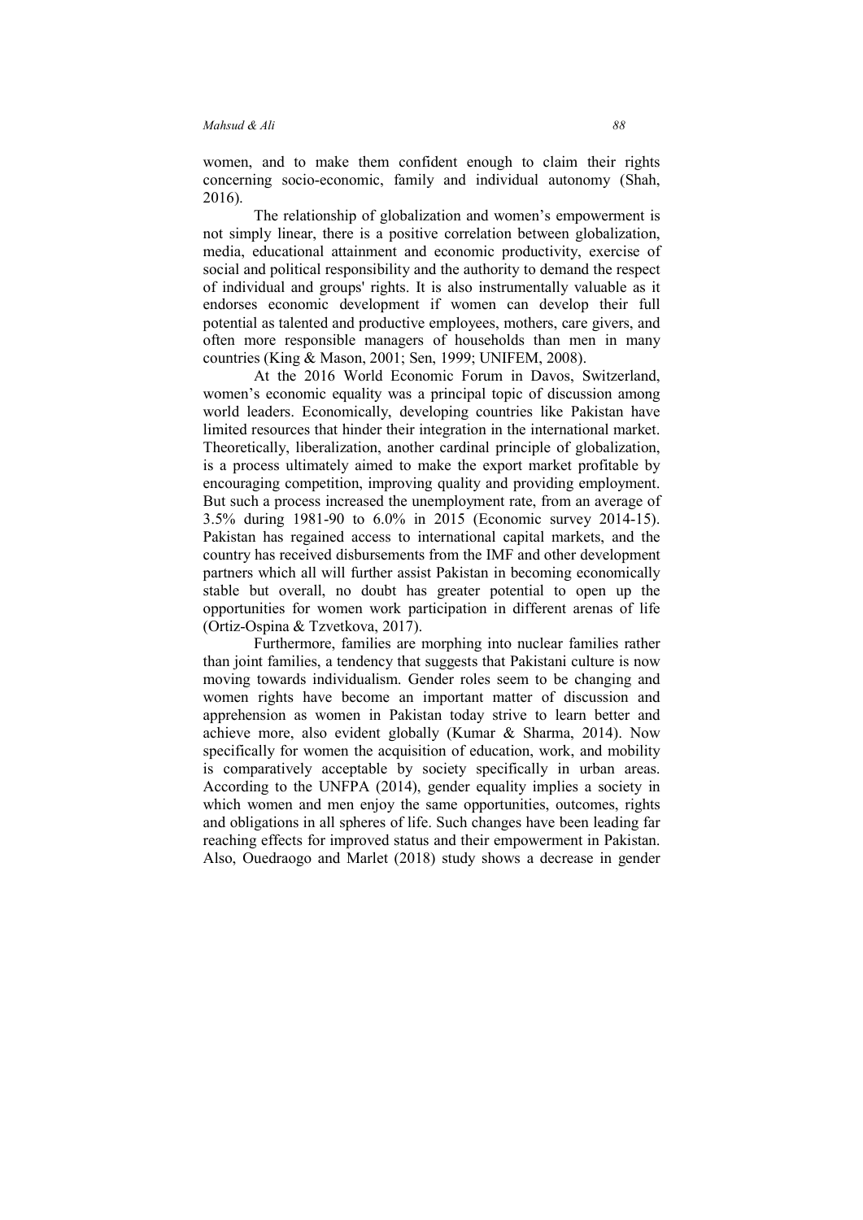women, and to make them confident enough to claim their rights concerning socio-economic, family and individual autonomy (Shah, 2016).

The relationship of globalization and women's empowerment is not simply linear, there is a positive correlation between globalization, media, educational attainment and economic productivity, exercise of social and political responsibility and the authority to demand the respect of individual and groups' rights. It is also instrumentally valuable as it endorses economic development if women can develop their full potential as talented and productive employees, mothers, care givers, and often more responsible managers of households than men in many countries (King & Mason, 2001; Sen, 1999; UNIFEM, 2008).

At the 2016 World Economic Forum in Davos, Switzerland, women's economic equality was a principal topic of discussion among world leaders. Economically, developing countries like Pakistan have limited resources that hinder their integration in the international market. Theoretically, liberalization, another cardinal principle of globalization, is a process ultimately aimed to make the export market profitable by encouraging competition, improving quality and providing employment. But such a process increased the unemployment rate, from an average of 3.5% during 1981-90 to 6.0% in 2015 (Economic survey 2014-15). Pakistan has regained access to international capital markets, and the country has received disbursements from the IMF and other development partners which all will further assist Pakistan in becoming economically stable but overall, no doubt has greater potential to open up the opportunities for women work participation in different arenas of life (Ortiz-Ospina & Tzvetkova, 2017).

Furthermore, families are morphing into nuclear families rather than joint families, a tendency that suggests that Pakistani culture is now moving towards individualism. Gender roles seem to be changing and women rights have become an important matter of discussion and apprehension as women in Pakistan today strive to learn better and achieve more, also evident globally (Kumar & Sharma, 2014). Now specifically for women the acquisition of education, work, and mobility is comparatively acceptable by society specifically in urban areas. According to the UNFPA (2014), gender equality implies a society in which women and men enjoy the same opportunities, outcomes, rights and obligations in all spheres of life. Such changes have been leading far reaching effects for improved status and their empowerment in Pakistan. Also, Ouedraogo and Marlet (2018) study shows a decrease in gender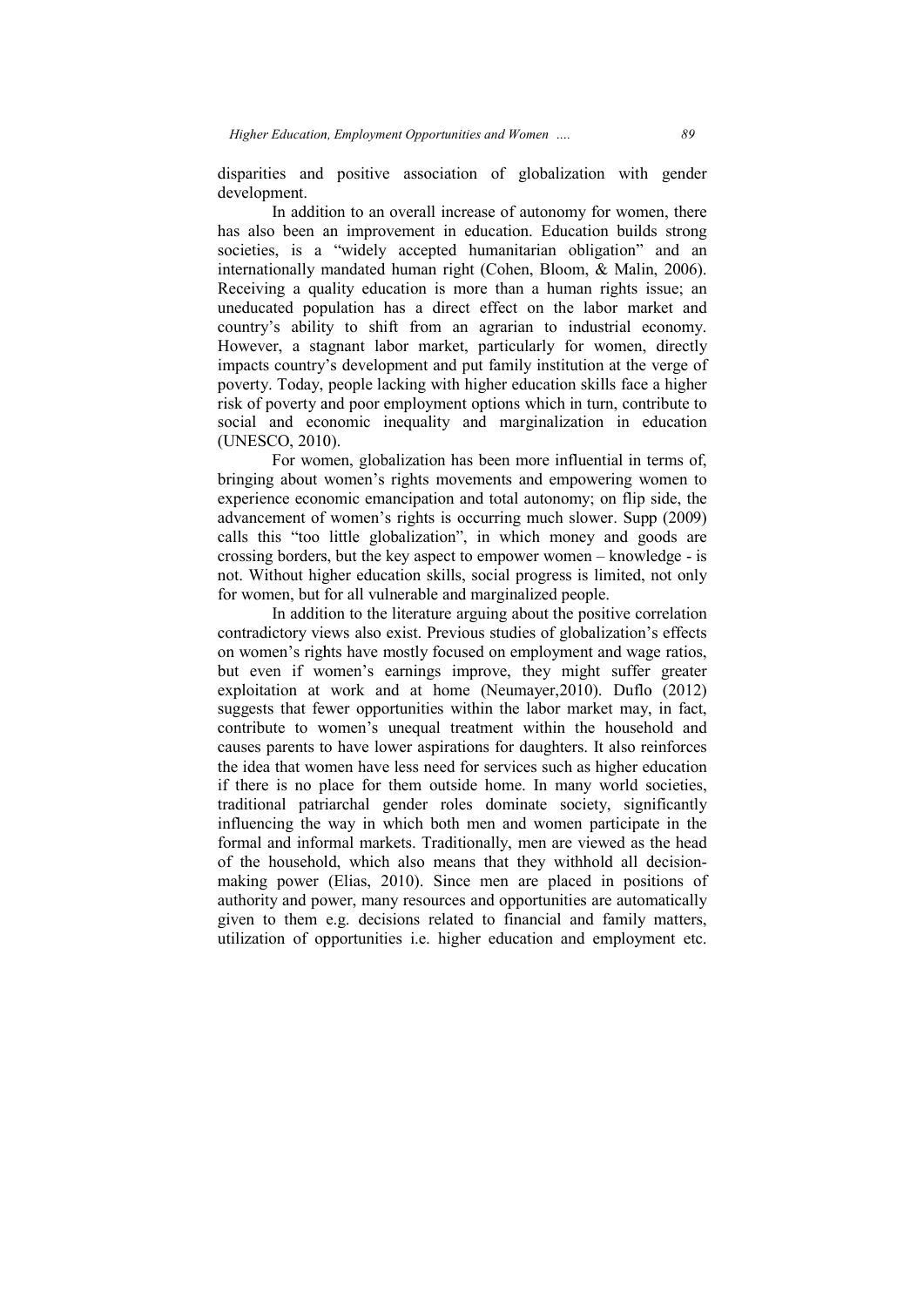disparities and positive association of globalization with gender development.

In addition to an overall increase of autonomy for women, there has also been an improvement in education. Education builds strong societies, is a "widely accepted humanitarian obligation" and an internationally mandated human right (Cohen, Bloom, & Malin, 2006). Receiving a quality education is more than a human rights issue; an uneducated population has a direct effect on the labor market and country's ability to shift from an agrarian to industrial economy. However, a stagnant labor market, particularly for women, directly impacts country's development and put family institution at the verge of poverty. Today, people lacking with higher education skills face a higher risk of poverty and poor employment options which in turn, contribute to social and economic inequality and marginalization in education (UNESCO, 2010).

For women, globalization has been more influential in terms of, bringing about women's rights movements and empowering women to experience economic emancipation and total autonomy; on flip side, the advancement of women's rights is occurring much slower. Supp (2009) calls this "too little globalization", in which money and goods are crossing borders, but the key aspect to empower women – knowledge - is not. Without higher education skills, social progress is limited, not only for women, but for all vulnerable and marginalized people.

In addition to the literature arguing about the positive correlation contradictory views also exist. Previous studies of globalization's effects on women's rights have mostly focused on employment and wage ratios, but even if women's earnings improve, they might suffer greater exploitation at work and at home (Neumayer,2010). Duflo (2012) suggests that fewer opportunities within the labor market may, in fact, contribute to women's unequal treatment within the household and causes parents to have lower aspirations for daughters. It also reinforces the idea that women have less need for services such as higher education if there is no place for them outside home. In many world societies, traditional patriarchal gender roles dominate society, significantly influencing the way in which both men and women participate in the formal and informal markets. Traditionally, men are viewed as the head of the household, which also means that they withhold all decision-making power (Elias, 2010). Since men are placed in positions of authority and power, many resources and opportunities are automatically given to them e.g. decisions related to financial and family matters, utilization of opportunities i.e. higher education and employment etc.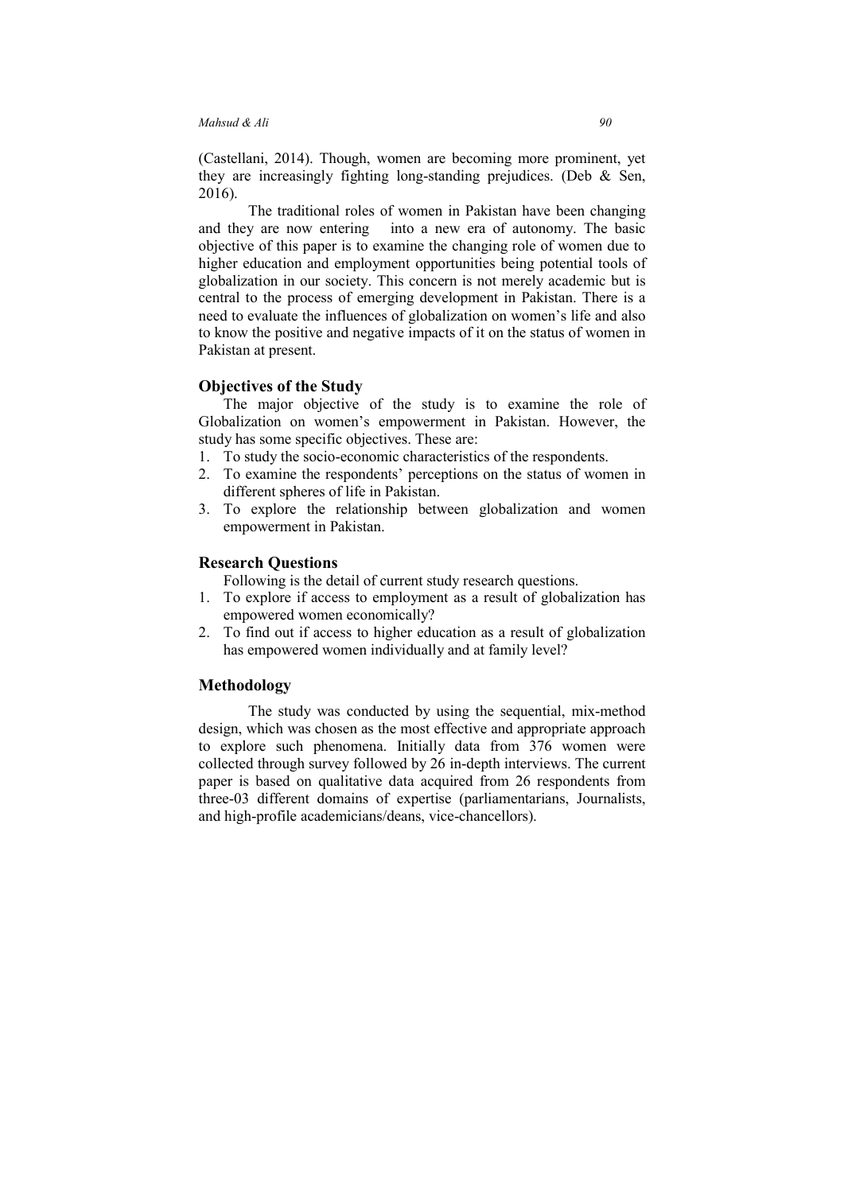(Castellani, 2014). Though, women are becoming more prominent, yet they are increasingly fighting long-standing prejudices. (Deb & Sen, 2016).

The traditional roles of women in Pakistan have been changing and they are now entering into a new era of autonomy. The basic objective of this paper is to examine the changing role of women due to higher education and employment opportunities being potential tools of globalization in our society. This concern is not merely academic but is central to the process of emerging development in Pakistan. There is a need to evaluate the influences of globalization on women's life and also to know the positive and negative impacts of it on the status of women in Pakistan at present.

## Objectives of the Study

The major objective of the study is to examine the role of Globalization on women's empowerment in Pakistan. However, the study has some specific objectives. These are:

1. To study the socio-economic characteristics of the respondents.
2. To examine the respondents' perceptions on the status of women in different spheres of life in Pakistan.
3. To explore the relationship between globalization and women empowerment in Pakistan.

## Research Questions

Following is the detail of current study research questions.

1. To explore if access to employment as a result of globalization has empowered women economically?
2. To find out if access to higher education as a result of globalization has empowered women individually and at family level?

## Methodology

The study was conducted by using the sequential, mix-method design, which was chosen as the most effective and appropriate approach to explore such phenomena. Initially data from 376 women were collected through survey followed by 26 in-depth interviews. The current paper is based on qualitative data acquired from 26 respondents from three-03 different domains of expertise (parliamentarians, Journalists, and high-profile academicians/deans, vice-chancellors).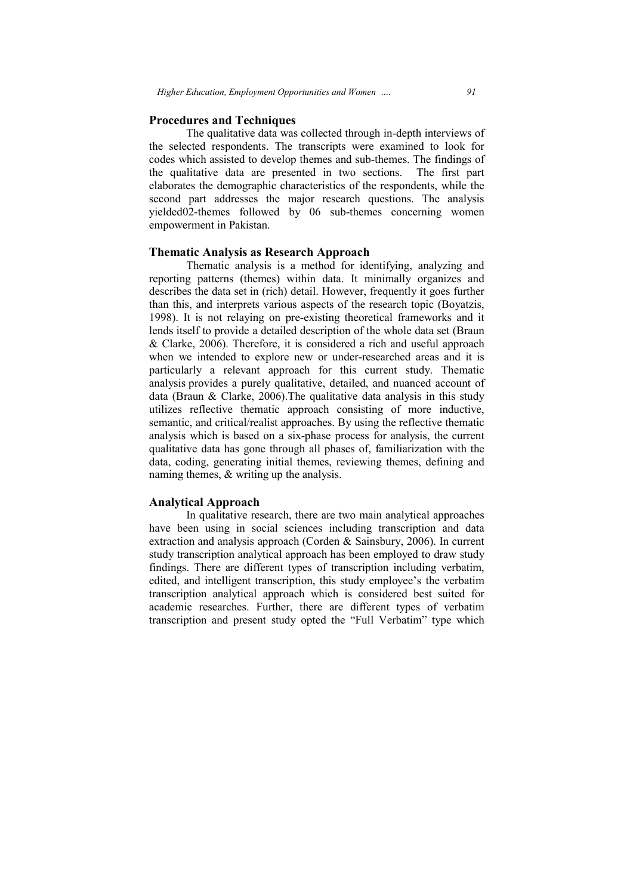## Procedures and Techniques

The qualitative data was collected through in-depth interviews of the selected respondents. The transcripts were examined to look for codes which assisted to develop themes and sub-themes. The findings of the qualitative data are presented in two sections. The first part elaborates the demographic characteristics of the respondents, while the second part addresses the major research questions. The analysis yielded02-themes followed by 06 sub-themes concerning women empowerment in Pakistan.

## Thematic Analysis as Research Approach

Thematic analysis is a method for identifying, analyzing and reporting patterns (themes) within data. It minimally organizes and describes the data set in (rich) detail. However, frequently it goes further than this, and interprets various aspects of the research topic (Boyatzis, 1998). It is not relaying on pre-existing theoretical frameworks and it lends itself to provide a detailed description of the whole data set (Braun & Clarke, 2006). Therefore, it is considered a rich and useful approach when we intended to explore new or under-researched areas and it is particularly a relevant approach for this current study. Thematic analysis provides a purely qualitative, detailed, and nuanced account of data (Braun & Clarke, 2006).The qualitative data analysis in this study utilizes reflective thematic approach consisting of more inductive, semantic, and critical/realist approaches. By using the reflective thematic analysis which is based on a six-phase process for analysis, the current qualitative data has gone through all phases of, familiarization with the data, coding, generating initial themes, reviewing themes, defining and naming themes, & writing up the analysis.

## Analytical Approach

In qualitative research, there are two main analytical approaches have been using in social sciences including transcription and data extraction and analysis approach (Corden & Sainsbury, 2006). In current study transcription analytical approach has been employed to draw study findings. There are different types of transcription including verbatim, edited, and intelligent transcription, this study employee's the verbatim transcription analytical approach which is considered best suited for academic researches. Further, there are different types of verbatim transcription and present study opted the "Full Verbatim" type which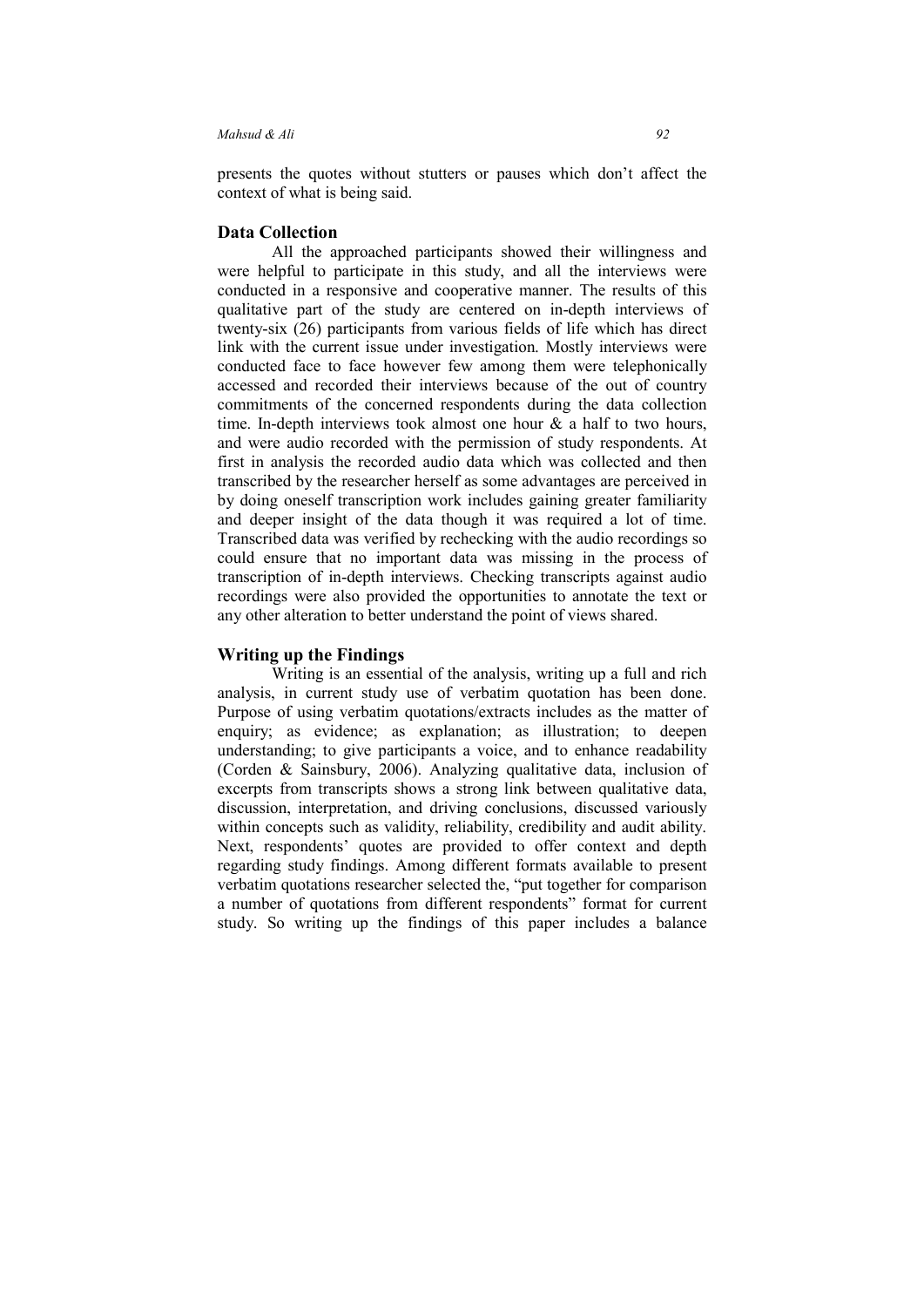presents the quotes without stutters or pauses which don't affect the context of what is being said.

## Data Collection

All the approached participants showed their willingness and were helpful to participate in this study, and all the interviews were conducted in a responsive and cooperative manner. The results of this qualitative part of the study are centered on in-depth interviews of twenty-six (26) participants from various fields of life which has direct link with the current issue under investigation. Mostly interviews were conducted face to face however few among them were telephonically accessed and recorded their interviews because of the out of country commitments of the concerned respondents during the data collection time. In-depth interviews took almost one hour & a half to two hours, and were audio recorded with the permission of study respondents. At first in analysis the recorded audio data which was collected and then transcribed by the researcher herself as some advantages are perceived in by doing oneself transcription work includes gaining greater familiarity and deeper insight of the data though it was required a lot of time. Transcribed data was verified by rechecking with the audio recordings so could ensure that no important data was missing in the process of transcription of in-depth interviews. Checking transcripts against audio recordings were also provided the opportunities to annotate the text or any other alteration to better understand the point of views shared.

## Writing up the Findings

Writing is an essential of the analysis, writing up a full and rich analysis, in current study use of verbatim quotation has been done. Purpose of using verbatim quotations/extracts includes as the matter of enquiry; as evidence; as explanation; as illustration; to deepen understanding; to give participants a voice, and to enhance readability (Corden & Sainsbury, 2006). Analyzing qualitative data, inclusion of excerpts from transcripts shows a strong link between qualitative data, discussion, interpretation, and driving conclusions, discussed variously within concepts such as validity, reliability, credibility and audit ability. Next, respondents' quotes are provided to offer context and depth regarding study findings. Among different formats available to present verbatim quotations researcher selected the, "put together for comparison a number of quotations from different respondents" format for current study. So writing up the findings of this paper includes a balance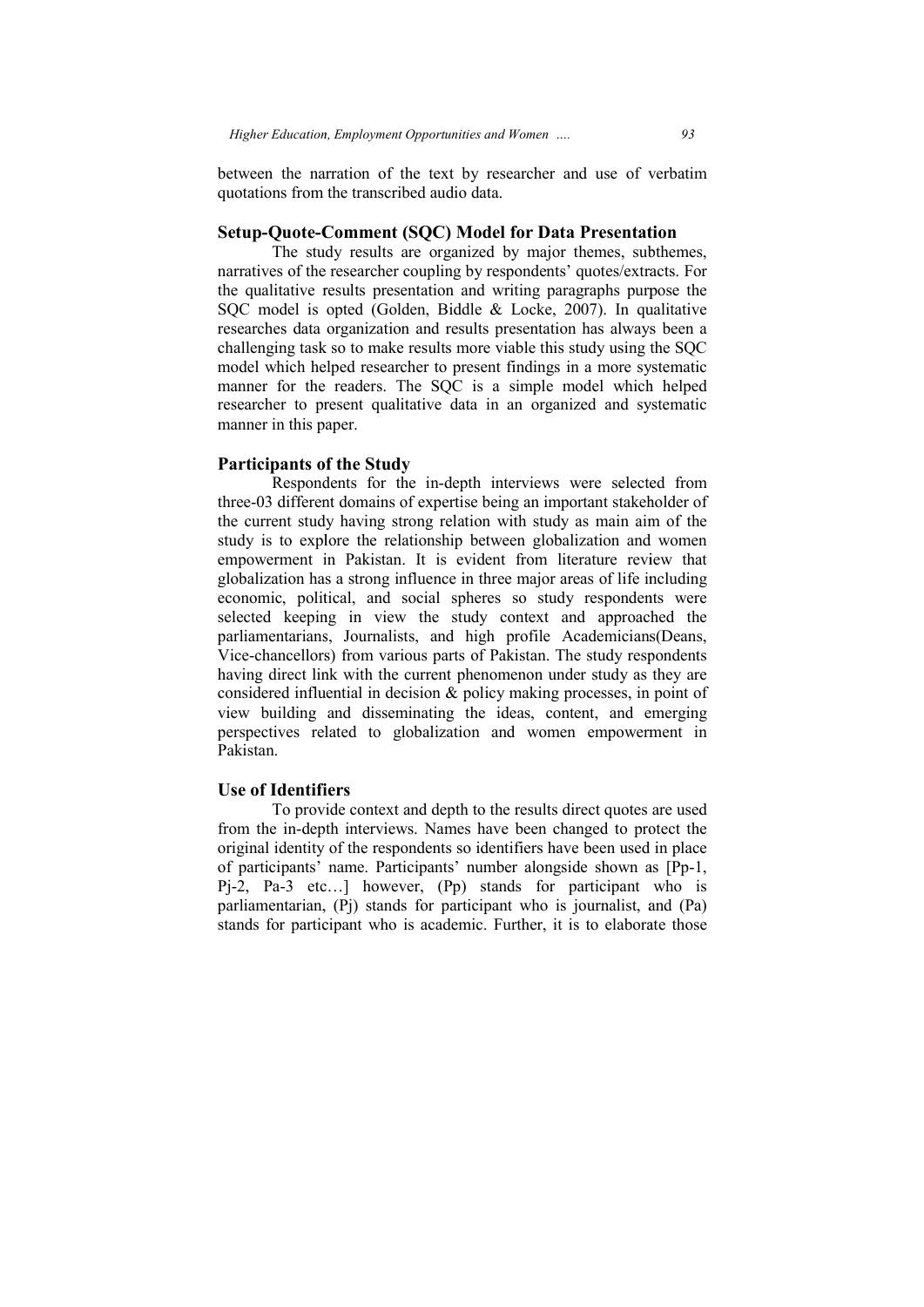between the narration of the text by researcher and use of verbatim quotations from the transcribed audio data.

## Setup-Quote-Comment (SQC) Model for Data Presentation

The study results are organized by major themes, subthemes, narratives of the researcher coupling by respondents' quotes/extracts. For the qualitative results presentation and writing paragraphs purpose the SQC model is opted (Golden, Biddle & Locke, 2007). In qualitative researches data organization and results presentation has always been a challenging task so to make results more viable this study using the SQC model which helped researcher to present findings in a more systematic manner for the readers. The SQC is a simple model which helped researcher to present qualitative data in an organized and systematic manner in this paper.

## Participants of the Study

Respondents for the in-depth interviews were selected from three-03 different domains of expertise being an important stakeholder of the current study having strong relation with study as main aim of the study is to explore the relationship between globalization and women empowerment in Pakistan. It is evident from literature review that globalization has a strong influence in three major areas of life including economic, political, and social spheres so study respondents were selected keeping in view the study context and approached the parliamentarians, Journalists, and high profile Academicians(Deans, Vice-chancellors) from various parts of Pakistan. The study respondents having direct link with the current phenomenon under study as they are considered influential in decision & policy making processes, in point of view building and disseminating the ideas, content, and emerging perspectives related to globalization and women empowerment in Pakistan.

## Use of Identifiers

To provide context and depth to the results direct quotes are used from the in-depth interviews. Names have been changed to protect the original identity of the respondents so identifiers have been used in place of participants' name. Participants' number alongside shown as [Pp-1, Pj-2, Pa-3 etc…] however, (Pp) stands for participant who is parliamentarian, (Pj) stands for participant who is journalist, and (Pa) stands for participant who is academic. Further, it is to elaborate those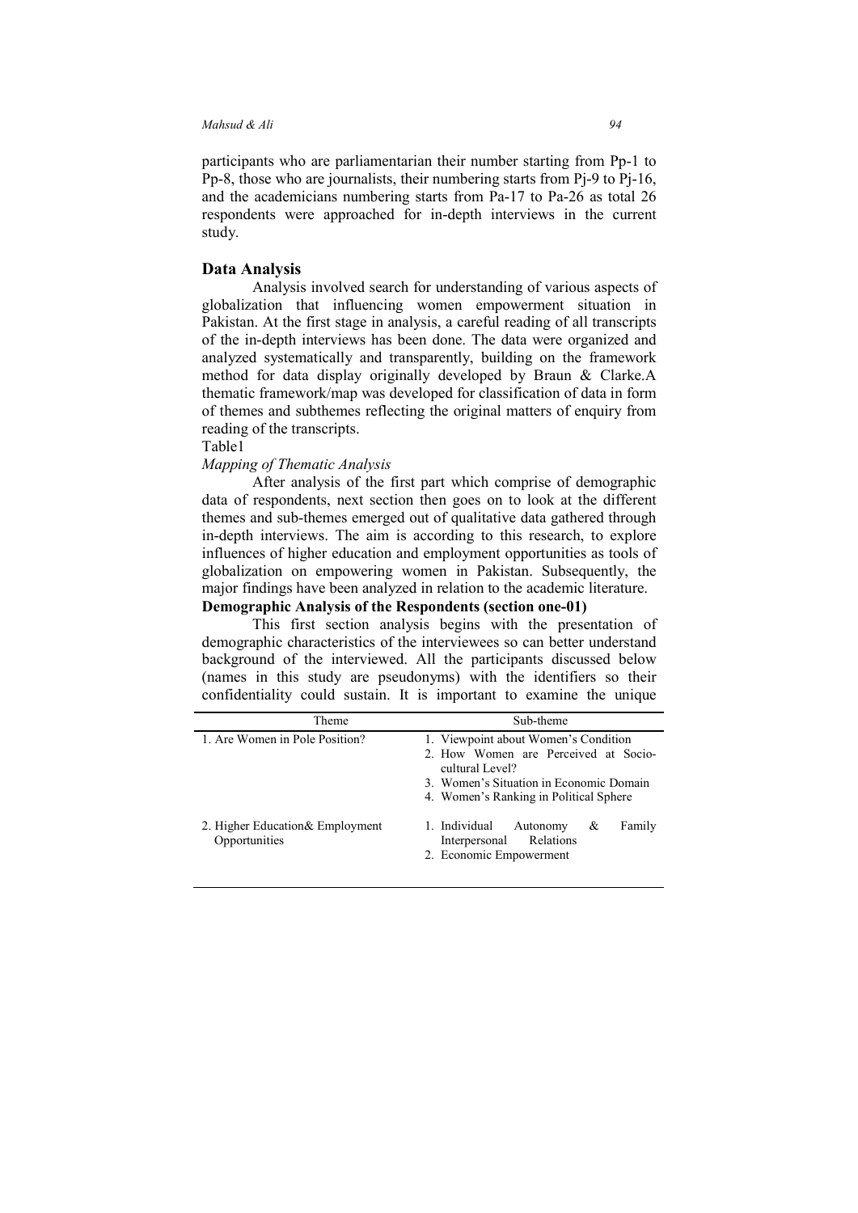participants who are parliamentarian their number starting from Pp-1 to Pp-8, those who are journalists, their numbering starts from Pj-9 to Pj-16, and the academicians numbering starts from Pa-17 to Pa-26 as total 26 respondents were approached for in-depth interviews in the current study.

## Data Analysis

Analysis involved search for understanding of various aspects of globalization that influencing women empowerment situation in Pakistan. At the first stage in analysis, a careful reading of all transcripts of the in-depth interviews has been done. The data were organized and analyzed systematically and transparently, building on the framework method for data display originally developed by Braun & Clarke.A thematic framework/map was developed for classification of data in form of themes and subthemes reflecting the original matters of enquiry from reading of the transcripts.

Table1

*Mapping of Thematic Analysis*

| Theme | Sub-theme |
|---|---|
| 1. Are Women in Pole Position? | 1. Viewpoint about Women's Condition<br>2. How Women are Perceived at Socio-cultural Level?<br>3. Women's Situation in Economic Domain<br>4. Women's Ranking in Political Sphere |
| 2. Higher Education& Employment Opportunities | 1. Individual Autonomy & Family Interpersonal Relations<br>2. Economic Empowerment |

After analysis of the first part which comprise of demographic data of respondents, next section then goes on to look at the different themes and sub-themes emerged out of qualitative data gathered through in-depth interviews. The aim is according to this research, to explore influences of higher education and employment opportunities as tools of globalization on empowering women in Pakistan. Subsequently, the major findings have been analyzed in relation to the academic literature.

### Demographic Analysis of the Respondents (section one-01)

This first section analysis begins with the presentation of demographic characteristics of the interviewees so can better understand background of the interviewed. All the participants discussed below (names in this study are pseudonyms) with the identifiers so their confidentiality could sustain. It is important to examine the unique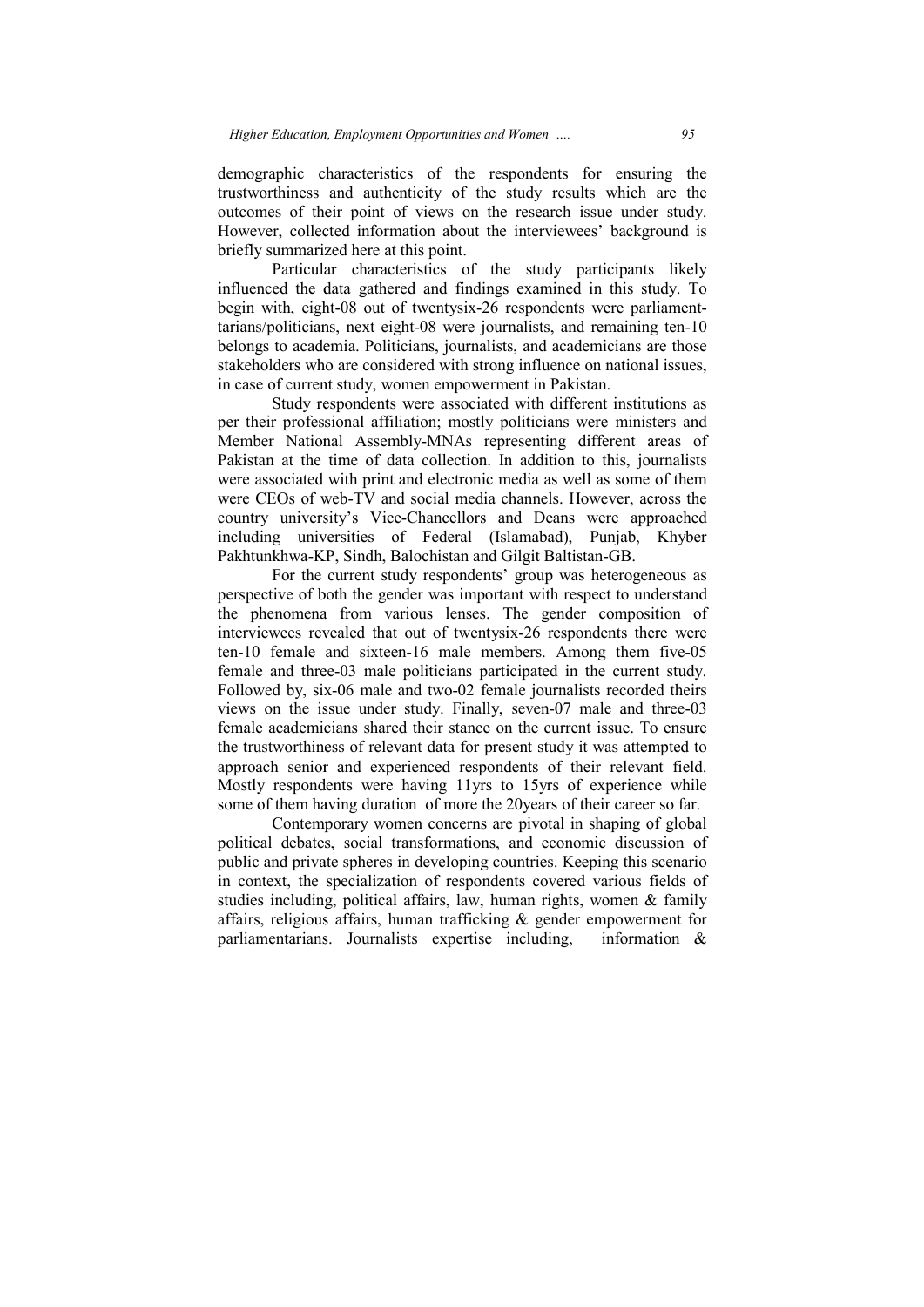demographic characteristics of the respondents for ensuring the trustworthiness and authenticity of the study results which are the outcomes of their point of views on the research issue under study. However, collected information about the interviewees' background is briefly summarized here at this point.

Particular characteristics of the study participants likely influenced the data gathered and findings examined in this study. To begin with, eight-08 out of twentysix-26 respondents were parliament-tarians/politicians, next eight-08 were journalists, and remaining ten-10 belongs to academia. Politicians, journalists, and academicians are those stakeholders who are considered with strong influence on national issues, in case of current study, women empowerment in Pakistan.

Study respondents were associated with different institutions as per their professional affiliation; mostly politicians were ministers and Member National Assembly-MNAs representing different areas of Pakistan at the time of data collection. In addition to this, journalists were associated with print and electronic media as well as some of them were CEOs of web-TV and social media channels. However, across the country university's Vice-Chancellors and Deans were approached including universities of Federal (Islamabad), Punjab, Khyber Pakhtunkhwa-KP, Sindh, Balochistan and Gilgit Baltistan-GB.

For the current study respondents' group was heterogeneous as perspective of both the gender was important with respect to understand the phenomena from various lenses. The gender composition of interviewees revealed that out of twentysix-26 respondents there were ten-10 female and sixteen-16 male members. Among them five-05 female and three-03 male politicians participated in the current study. Followed by, six-06 male and two-02 female journalists recorded theirs views on the issue under study. Finally, seven-07 male and three-03 female academicians shared their stance on the current issue. To ensure the trustworthiness of relevant data for present study it was attempted to approach senior and experienced respondents of their relevant field. Mostly respondents were having 11yrs to 15yrs of experience while some of them having duration of more the 20years of their career so far.

Contemporary women concerns are pivotal in shaping of global political debates, social transformations, and economic discussion of public and private spheres in developing countries. Keeping this scenario in context, the specialization of respondents covered various fields of studies including, political affairs, law, human rights, women & family affairs, religious affairs, human trafficking & gender empowerment for parliamentarians. Journalists expertise including, information &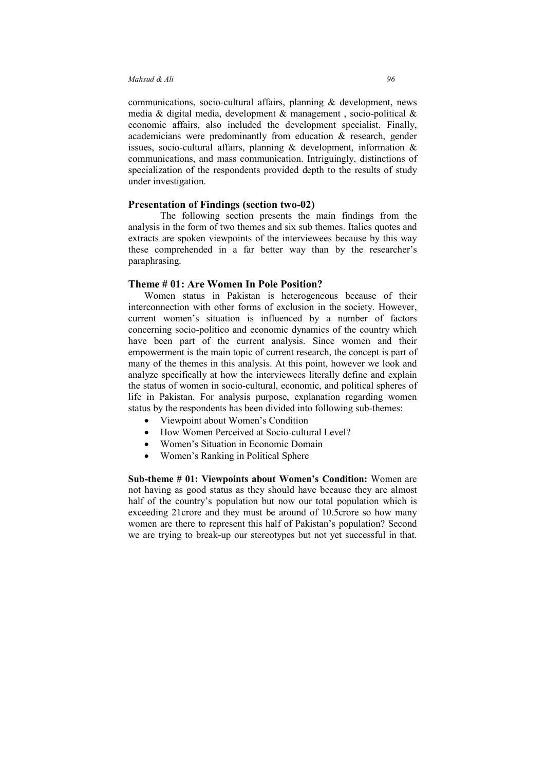communications, socio-cultural affairs, planning & development, news media & digital media, development & management , socio-political & economic affairs, also included the development specialist. Finally, academicians were predominantly from education & research, gender issues, socio-cultural affairs, planning & development, information & communications, and mass communication. Intriguingly, distinctions of specialization of the respondents provided depth to the results of study under investigation.

## Presentation of Findings (section two-02)

The following section presents the main findings from the analysis in the form of two themes and six sub themes. Italics quotes and extracts are spoken viewpoints of the interviewees because by this way these comprehended in a far better way than by the researcher's paraphrasing.

## Theme # 01: Are Women In Pole Position?

Women status in Pakistan is heterogeneous because of their interconnection with other forms of exclusion in the society. However, current women's situation is influenced by a number of factors concerning socio-politico and economic dynamics of the country which have been part of the current analysis. Since women and their empowerment is the main topic of current research, the concept is part of many of the themes in this analysis. At this point, however we look and analyze specifically at how the interviewees literally define and explain the status of women in socio-cultural, economic, and political spheres of life in Pakistan. For analysis purpose, explanation regarding women status by the respondents has been divided into following sub-themes:

- Viewpoint about Women's Condition
- How Women Perceived at Socio-cultural Level?
- Women's Situation in Economic Domain
- Women's Ranking in Political Sphere

**Sub-theme # 01: Viewpoints about Women's Condition:** Women are not having as good status as they should have because they are almost half of the country's population but now our total population which is exceeding 21crore and they must be around of 10.5crore so how many women are there to represent this half of Pakistan's population? Second we are trying to break-up our stereotypes but not yet successful in that.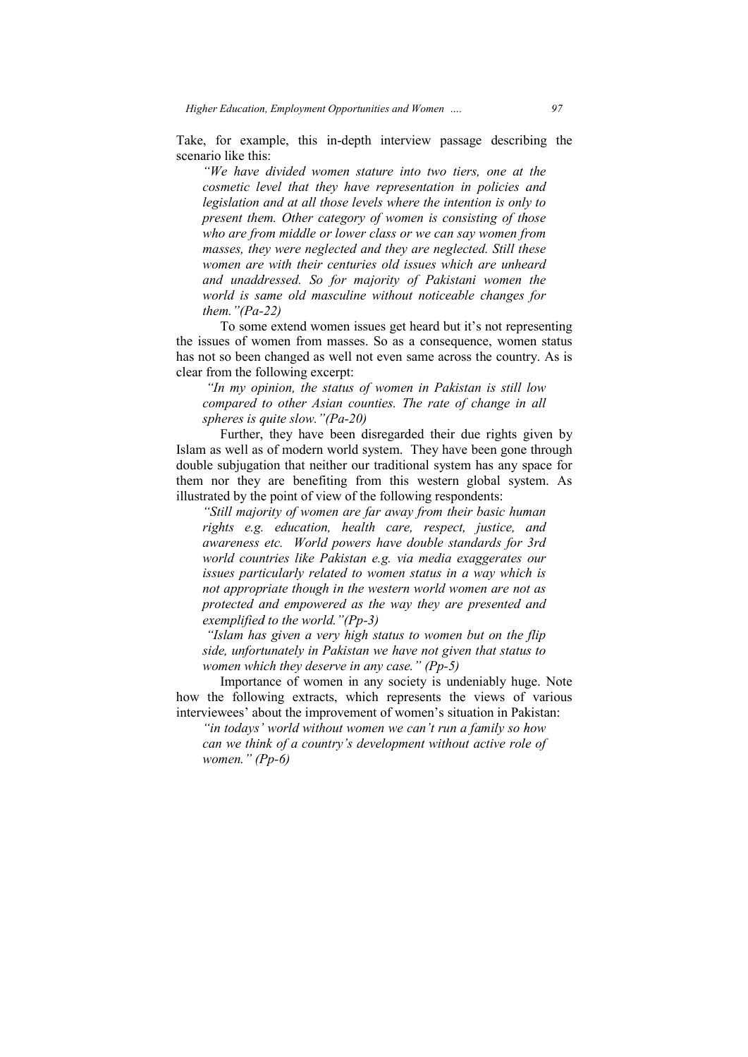Take, for example, this in-depth interview passage describing the scenario like this:

> *"We have divided women stature into two tiers, one at the cosmetic level that they have representation in policies and legislation and at all those levels where the intention is only to present them. Other category of women is consisting of those who are from middle or lower class or we can say women from masses, they were neglected and they are neglected. Still these women are with their centuries old issues which are unheard and unaddressed. So for majority of Pakistani women the world is same old masculine without noticeable changes for them."(Pa-22)*

To some extend women issues get heard but it's not representing the issues of women from masses. So as a consequence, women status has not so been changed as well not even same across the country. As is clear from the following excerpt:

> *"In my opinion, the status of women in Pakistan is still low compared to other Asian counties. The rate of change in all spheres is quite slow."(Pa-20)*

Further, they have been disregarded their due rights given by Islam as well as of modern world system. They have been gone through double subjugation that neither our traditional system has any space for them nor they are benefiting from this western global system. As illustrated by the point of view of the following respondents:

> *"Still majority of women are far away from their basic human rights e.g. education, health care, respect, justice, and awareness etc. World powers have double standards for 3rd world countries like Pakistan e.g. via media exaggerates our issues particularly related to women status in a way which is not appropriate though in the western world women are not as protected and empowered as the way they are presented and exemplified to the world."(Pp-3)*

> *"Islam has given a very high status to women but on the flip side, unfortunately in Pakistan we have not given that status to women which they deserve in any case." (Pp-5)*

Importance of women in any society is undeniably huge. Note how the following extracts, which represents the views of various interviewees' about the improvement of women's situation in Pakistan:

> *"in todays' world without women we can't run a family so how can we think of a country's development without active role of women." (Pp-6)*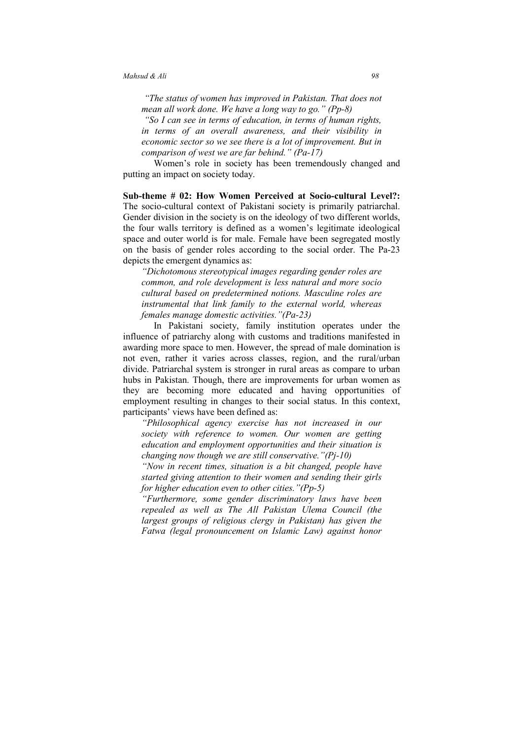> *"The status of women has improved in Pakistan. That does not mean all work done. We have a long way to go." (Pp-8)*
>
> *"So I can see in terms of education, in terms of human rights, in terms of an overall awareness, and their visibility in economic sector so we see there is a lot of improvement. But in comparison of west we are far behind." (Pa-17)*

Women's role in society has been tremendously changed and putting an impact on society today.

**Sub-theme # 02: How Women Perceived at Socio-cultural Level?:** The socio-cultural context of Pakistani society is primarily patriarchal. Gender division in the society is on the ideology of two different worlds, the four walls territory is defined as a women's legitimate ideological space and outer world is for male. Female have been segregated mostly on the basis of gender roles according to the social order. The Pa-23 depicts the emergent dynamics as:

> *"Dichotomous stereotypical images regarding gender roles are common, and role development is less natural and more socio cultural based on predetermined notions. Masculine roles are instrumental that link family to the external world, whereas females manage domestic activities."(Pa-23)*

In Pakistani society, family institution operates under the influence of patriarchy along with customs and traditions manifested in awarding more space to men. However, the spread of male domination is not even, rather it varies across classes, region, and the rural/urban divide. Patriarchal system is stronger in rural areas as compare to urban hubs in Pakistan. Though, there are improvements for urban women as they are becoming more educated and having opportunities of employment resulting in changes to their social status. In this context, participants' views have been defined as:

> *"Philosophical agency exercise has not increased in our society with reference to women. Our women are getting education and employment opportunities and their situation is changing now though we are still conservative."(Pj-10)*
>
> *"Now in recent times, situation is a bit changed, people have started giving attention to their women and sending their girls for higher education even to other cities."(Pp-5)*
>
> *"Furthermore, some gender discriminatory laws have been repealed as well as The All Pakistan Ulema Council (the largest groups of religious clergy in Pakistan) has given the Fatwa (legal pronouncement on Islamic Law) against honor*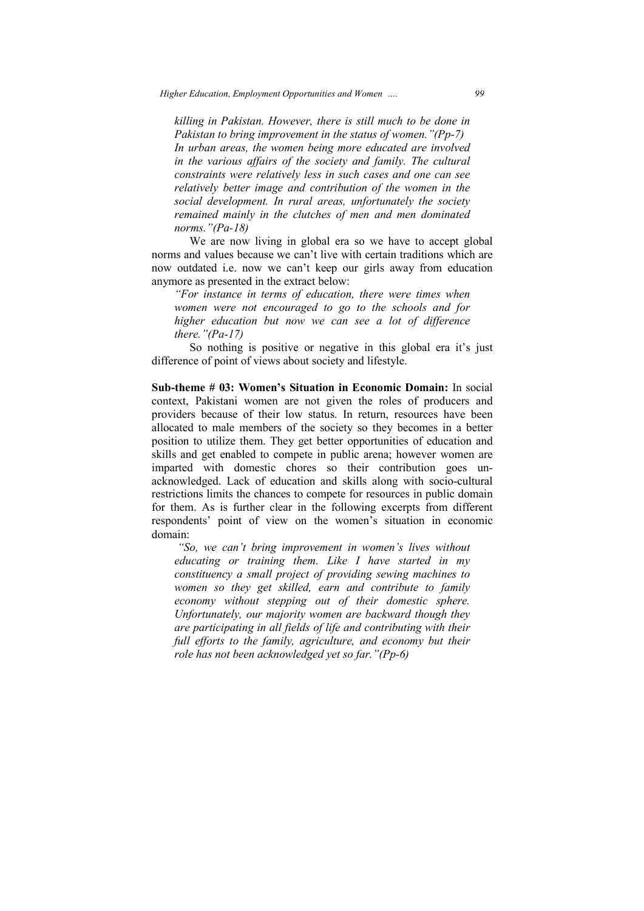*killing in Pakistan. However, there is still much to be done in Pakistan to bring improvement in the status of women."(Pp-7)*

*In urban areas, the women being more educated are involved in the various affairs of the society and family. The cultural constraints were relatively less in such cases and one can see relatively better image and contribution of the women in the social development. In rural areas, unfortunately the society remained mainly in the clutches of men and men dominated norms."(Pa-18)*

We are now living in global era so we have to accept global norms and values because we can't live with certain traditions which are now outdated i.e. now we can't keep our girls away from education anymore as presented in the extract below:

*"For instance in terms of education, there were times when women were not encouraged to go to the schools and for higher education but now we can see a lot of difference there."(Pa-17)*

So nothing is positive or negative in this global era it's just difference of point of views about society and lifestyle.

**Sub-theme # 03: Women's Situation in Economic Domain:** In social context, Pakistani women are not given the roles of producers and providers because of their low status. In return, resources have been allocated to male members of the society so they becomes in a better position to utilize them. They get better opportunities of education and skills and get enabled to compete in public arena; however women are imparted with domestic chores so their contribution goes un-acknowledged. Lack of education and skills along with socio-cultural restrictions limits the chances to compete for resources in public domain for them. As is further clear in the following excerpts from different respondents' point of view on the women's situation in economic domain:

*"So, we can't bring improvement in women's lives without educating or training them. Like I have started in my constituency a small project of providing sewing machines to women so they get skilled, earn and contribute to family economy without stepping out of their domestic sphere. Unfortunately, our majority women are backward though they are participating in all fields of life and contributing with their full efforts to the family, agriculture, and economy but their role has not been acknowledged yet so far."(Pp-6)*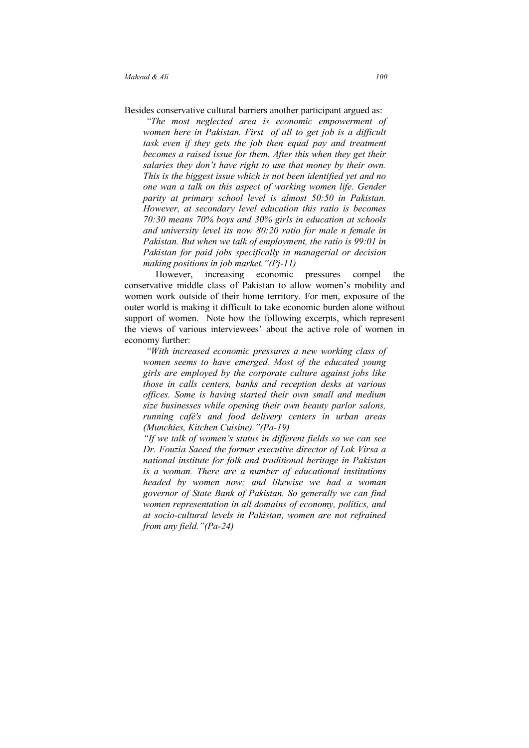Besides conservative cultural barriers another participant argued as:

> *"The most neglected area is economic empowerment of women here in Pakistan. First of all to get job is a difficult task even if they gets the job then equal pay and treatment becomes a raised issue for them. After this when they get their salaries they don't have right to use that money by their own. This is the biggest issue which is not been identified yet and no one wan a talk on this aspect of working women life. Gender parity at primary school level is almost 50:50 in Pakistan. However, at secondary level education this ratio is becomes 70:30 means 70% boys and 30% girls in education at schools and university level its now 80:20 ratio for male n female in Pakistan. But when we talk of employment, the ratio is 99:01 in Pakistan for paid jobs specifically in managerial or decision making positions in job market."(Pj-11)*

However, increasing economic pressures compel the conservative middle class of Pakistan to allow women's mobility and women work outside of their home territory. For men, exposure of the outer world is making it difficult to take economic burden alone without support of women. Note how the following excerpts, which represent the views of various interviewees' about the active role of women in economy further:

> *"With increased economic pressures a new working class of women seems to have emerged. Most of the educated young girls are employed by the corporate culture against jobs like those in calls centers, banks and reception desks at various offices. Some is having started their own small and medium size businesses while opening their own beauty parlor salons, running café's and food delivery centers in urban areas (Munchies, Kitchen Cuisine)."(Pa-19)*

> *"If we talk of women's status in different fields so we can see Dr. Fouzia Saeed the former executive director of Lok Virsa a national institute for folk and traditional heritage in Pakistan is a woman. There are a number of educational institutions headed by women now; and likewise we had a woman governor of State Bank of Pakistan. So generally we can find women representation in all domains of economy, politics, and at socio-cultural levels in Pakistan, women are not refrained from any field."(Pa-24)*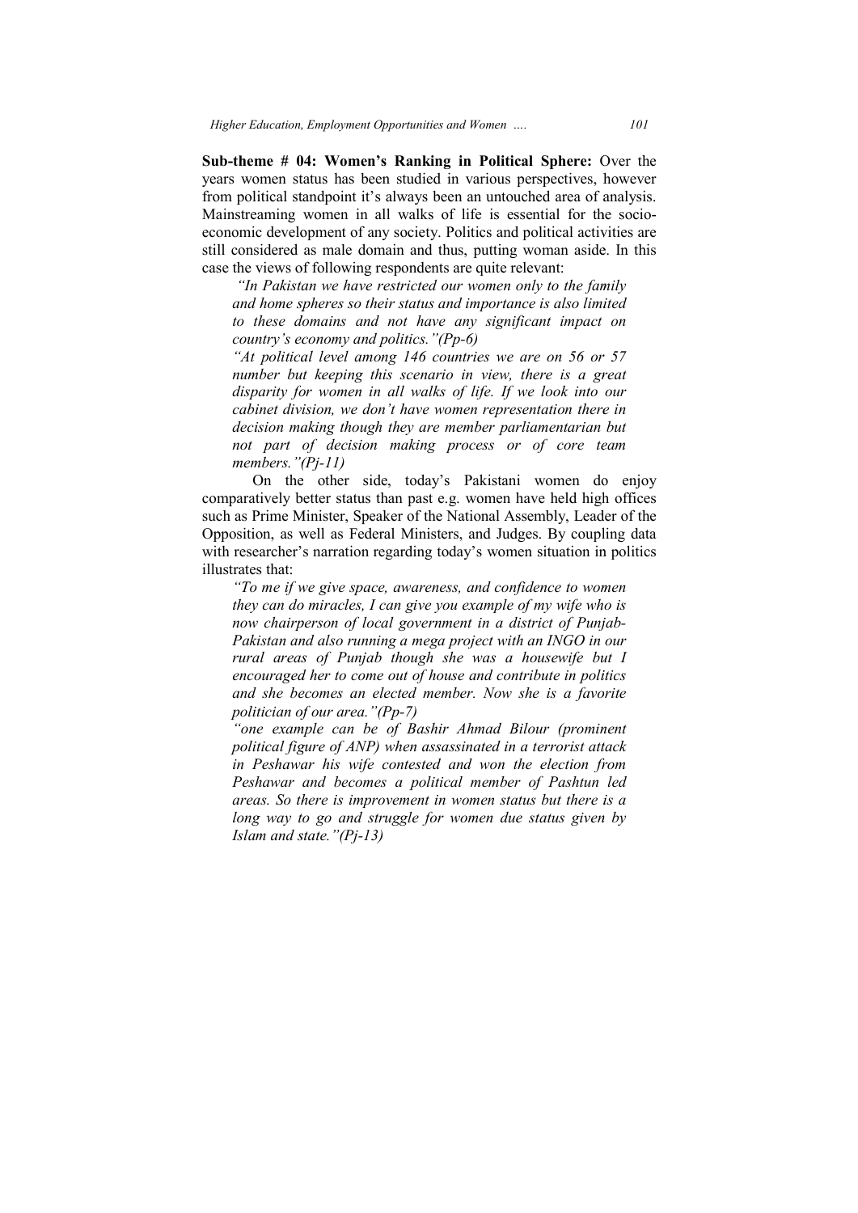**Sub-theme # 04: Women's Ranking in Political Sphere:** Over the years women status has been studied in various perspectives, however from political standpoint it's always been an untouched area of analysis. Mainstreaming women in all walks of life is essential for the socio-economic development of any society. Politics and political activities are still considered as male domain and thus, putting woman aside. In this case the views of following respondents are quite relevant:

> *"In Pakistan we have restricted our women only to the family and home spheres so their status and importance is also limited to these domains and not have any significant impact on country's economy and politics."(Pp-6)*
>
> *"At political level among 146 countries we are on 56 or 57 number but keeping this scenario in view, there is a great disparity for women in all walks of life. If we look into our cabinet division, we don't have women representation there in decision making though they are member parliamentarian but not part of decision making process or of core team members."(Pj-11)*

On the other side, today's Pakistani women do enjoy comparatively better status than past e.g. women have held high offices such as Prime Minister, Speaker of the National Assembly, Leader of the Opposition, as well as Federal Ministers, and Judges. By coupling data with researcher's narration regarding today's women situation in politics illustrates that:

> *"To me if we give space, awareness, and confidence to women they can do miracles, I can give you example of my wife who is now chairperson of local government in a district of Punjab-Pakistan and also running a mega project with an INGO in our rural areas of Punjab though she was a housewife but I encouraged her to come out of house and contribute in politics and she becomes an elected member. Now she is a favorite politician of our area."(Pp-7)*
>
> *"one example can be of Bashir Ahmad Bilour (prominent political figure of ANP) when assassinated in a terrorist attack in Peshawar his wife contested and won the election from Peshawar and becomes a political member of Pashtun led areas. So there is improvement in women status but there is a long way to go and struggle for women due status given by Islam and state."(Pj-13)*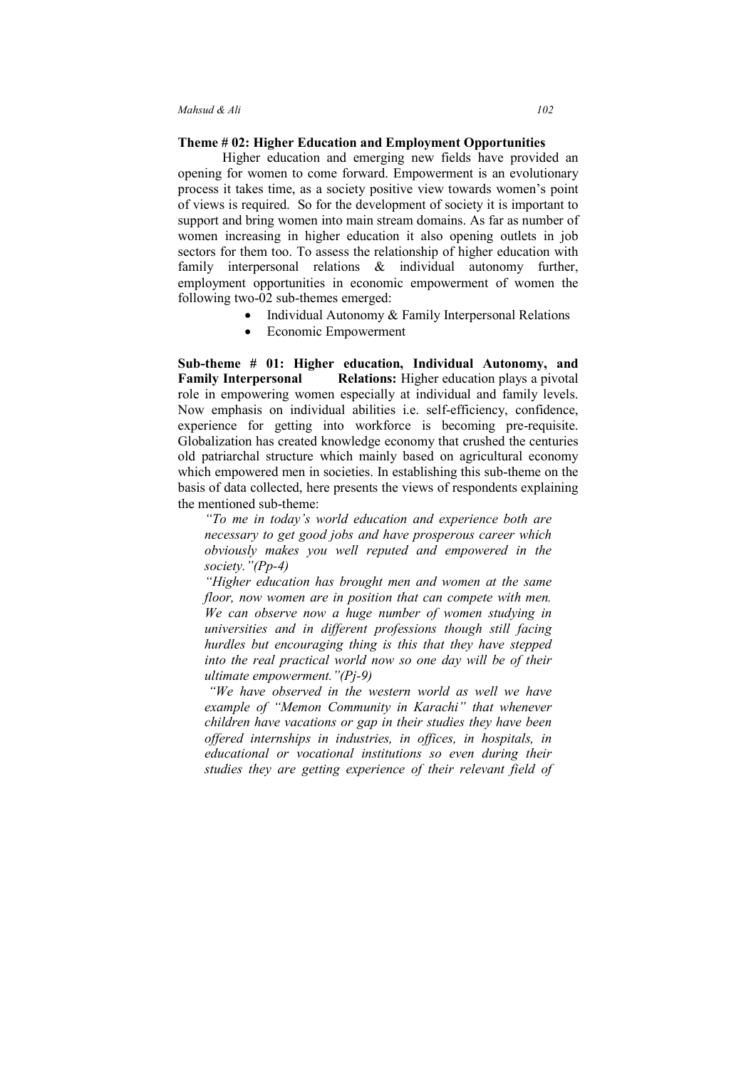**Theme # 02: Higher Education and Employment Opportunities**

Higher education and emerging new fields have provided an opening for women to come forward. Empowerment is an evolutionary process it takes time, as a society positive view towards women's point of views is required. So for the development of society it is important to support and bring women into main stream domains. As far as number of women increasing in higher education it also opening outlets in job sectors for them too. To assess the relationship of higher education with family interpersonal relations & individual autonomy further, employment opportunities in economic empowerment of women the following two-02 sub-themes emerged:

- Individual Autonomy & Family Interpersonal Relations
- Economic Empowerment

**Sub-theme # 01: Higher education, Individual Autonomy, and Family Interpersonal Relations:** Higher education plays a pivotal role in empowering women especially at individual and family levels. Now emphasis on individual abilities i.e. self-efficiency, confidence, experience for getting into workforce is becoming pre-requisite. Globalization has created knowledge economy that crushed the centuries old patriarchal structure which mainly based on agricultural economy which empowered men in societies. In establishing this sub-theme on the basis of data collected, here presents the views of respondents explaining the mentioned sub-theme:

*"To me in today's world education and experience both are necessary to get good jobs and have prosperous career which obviously makes you well reputed and empowered in the society."(Pp-4)*

*"Higher education has brought men and women at the same floor, now women are in position that can compete with men. We can observe now a huge number of women studying in universities and in different professions though still facing hurdles but encouraging thing is this that they have stepped into the real practical world now so one day will be of their ultimate empowerment."(Pj-9)*

*"We have observed in the western world as well we have example of "Memon Community in Karachi" that whenever children have vacations or gap in their studies they have been offered internships in industries, in offices, in hospitals, in educational or vocational institutions so even during their studies they are getting experience of their relevant field of*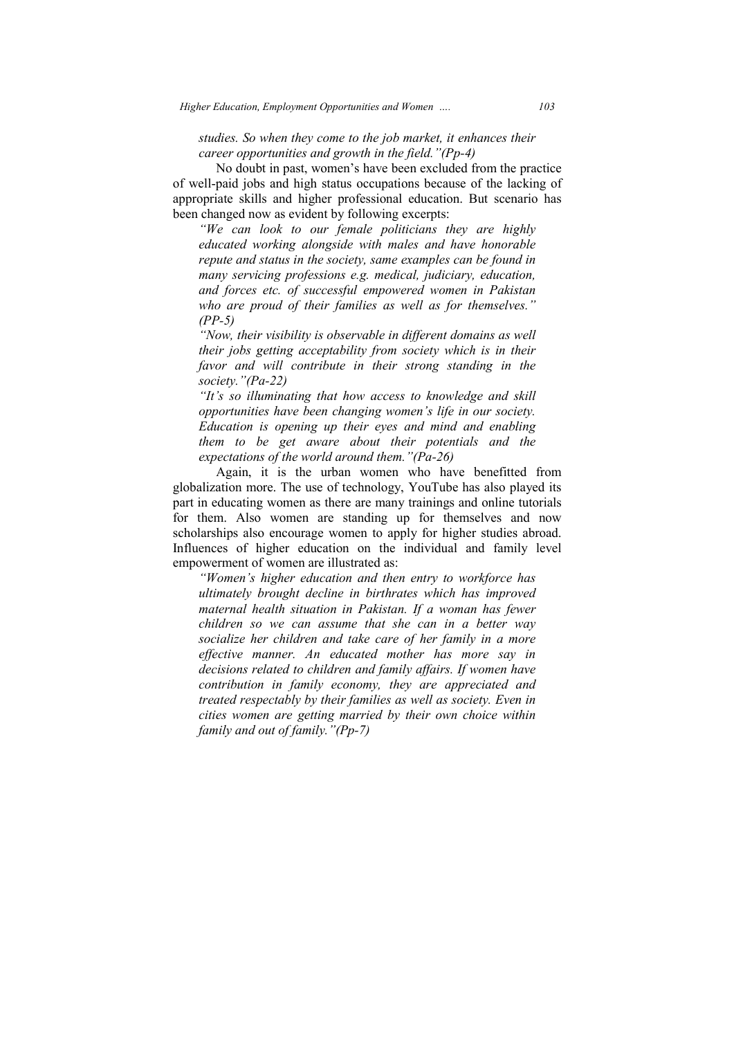*studies. So when they come to the job market, it enhances their career opportunities and growth in the field."(Pp-4)*

No doubt in past, women's have been excluded from the practice of well-paid jobs and high status occupations because of the lacking of appropriate skills and higher professional education. But scenario has been changed now as evident by following excerpts:

*"We can look to our female politicians they are highly educated working alongside with males and have honorable repute and status in the society, same examples can be found in many servicing professions e.g. medical, judiciary, education, and forces etc. of successful empowered women in Pakistan who are proud of their families as well as for themselves." (PP-5)*

*"Now, their visibility is observable in different domains as well their jobs getting acceptability from society which is in their favor and will contribute in their strong standing in the society."(Pa-22)*

*"It's so illuminating that how access to knowledge and skill opportunities have been changing women's life in our society. Education is opening up their eyes and mind and enabling them to be get aware about their potentials and the expectations of the world around them."(Pa-26)*

Again, it is the urban women who have benefitted from globalization more. The use of technology, YouTube has also played its part in educating women as there are many trainings and online tutorials for them. Also women are standing up for themselves and now scholarships also encourage women to apply for higher studies abroad. Influences of higher education on the individual and family level empowerment of women are illustrated as:

*"Women's higher education and then entry to workforce has ultimately brought decline in birthrates which has improved maternal health situation in Pakistan. If a woman has fewer children so we can assume that she can in a better way socialize her children and take care of her family in a more effective manner. An educated mother has more say in decisions related to children and family affairs. If women have contribution in family economy, they are appreciated and treated respectably by their families as well as society. Even in cities women are getting married by their own choice within family and out of family."(Pp-7)*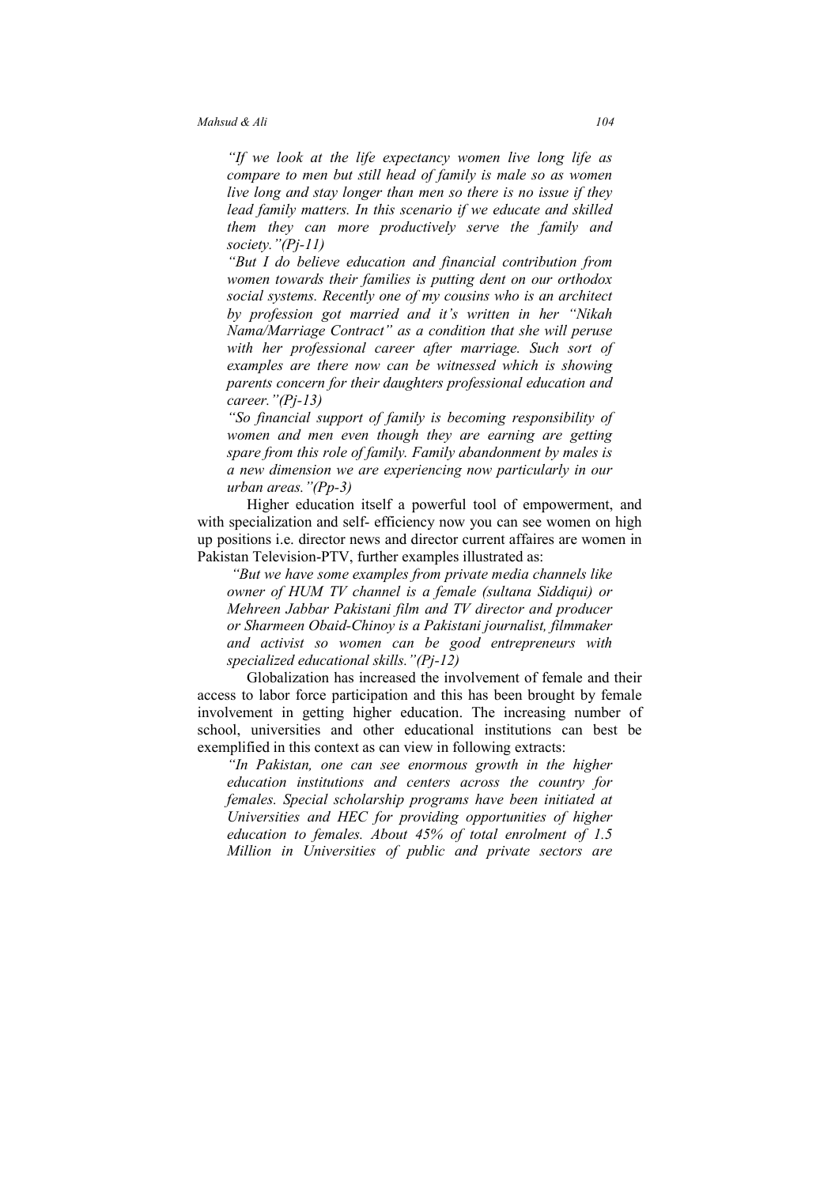> *"If we look at the life expectancy women live long life as compare to men but still head of family is male so as women live long and stay longer than men so there is no issue if they lead family matters. In this scenario if we educate and skilled them they can more productively serve the family and society."(Pj-11)*

> *"But I do believe education and financial contribution from women towards their families is putting dent on our orthodox social systems. Recently one of my cousins who is an architect by profession got married and it's written in her "Nikah Nama/Marriage Contract" as a condition that she will peruse with her professional career after marriage. Such sort of examples are there now can be witnessed which is showing parents concern for their daughters professional education and career."(Pj-13)*

> *"So financial support of family is becoming responsibility of women and men even though they are earning are getting spare from this role of family. Family abandonment by males is a new dimension we are experiencing now particularly in our urban areas."(Pp-3)*

Higher education itself a powerful tool of empowerment, and with specialization and self- efficiency now you can see women on high up positions i.e. director news and director current affaires are women in Pakistan Television-PTV, further examples illustrated as:

> *"But we have some examples from private media channels like owner of HUM TV channel is a female (sultana Siddiqui) or Mehreen Jabbar Pakistani film and TV director and producer or Sharmeen Obaid-Chinoy is a Pakistani journalist, filmmaker and activist so women can be good entrepreneurs with specialized educational skills."(Pj-12)*

Globalization has increased the involvement of female and their access to labor force participation and this has been brought by female involvement in getting higher education. The increasing number of school, universities and other educational institutions can best be exemplified in this context as can view in following extracts:

> *"In Pakistan, one can see enormous growth in the higher education institutions and centers across the country for females. Special scholarship programs have been initiated at Universities and HEC for providing opportunities of higher education to females. About 45% of total enrolment of 1.5 Million in Universities of public and private sectors are*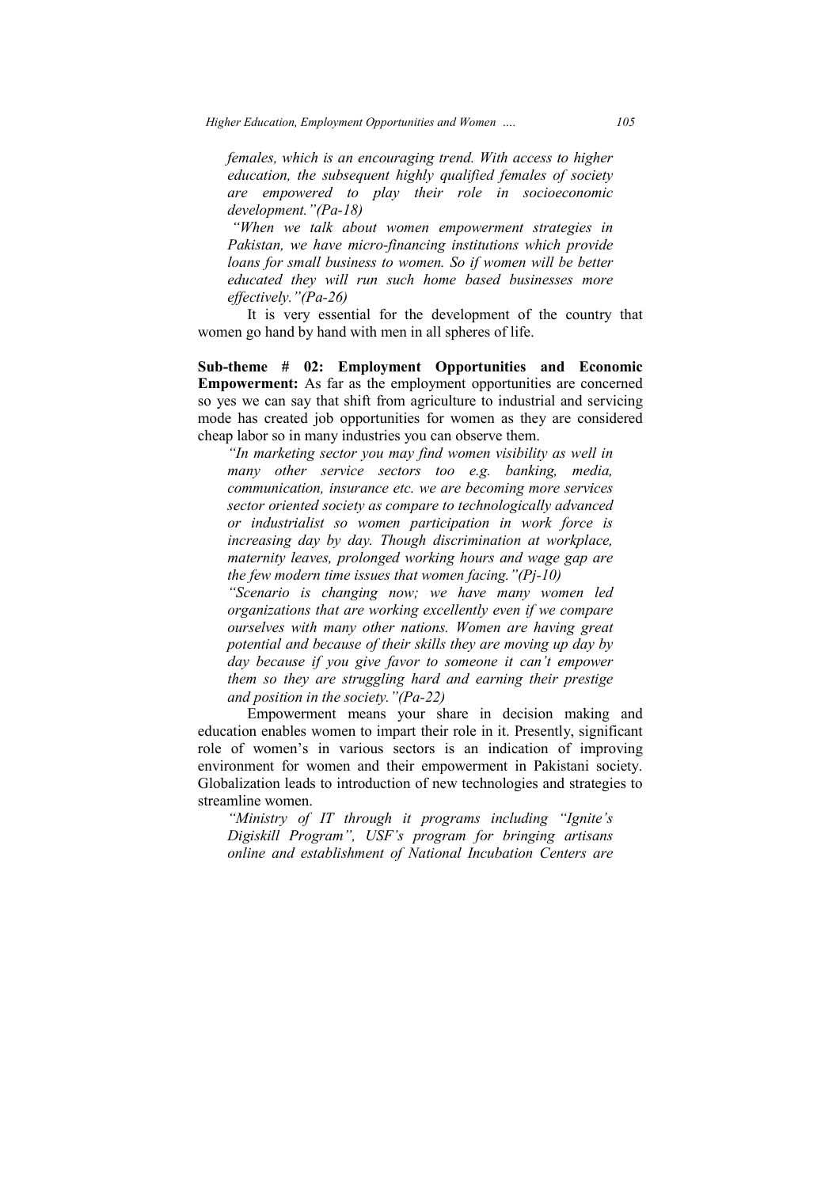*females, which is an encouraging trend. With access to higher education, the subsequent highly qualified females of society are empowered to play their role in socioeconomic development."(Pa-18)*

*"When we talk about women empowerment strategies in Pakistan, we have micro-financing institutions which provide loans for small business to women. So if women will be better educated they will run such home based businesses more effectively."(Pa-26)*

It is very essential for the development of the country that women go hand by hand with men in all spheres of life.

**Sub-theme # 02: Employment Opportunities and Economic Empowerment:** As far as the employment opportunities are concerned so yes we can say that shift from agriculture to industrial and servicing mode has created job opportunities for women as they are considered cheap labor so in many industries you can observe them.

*"In marketing sector you may find women visibility as well in many other service sectors too e.g. banking, media, communication, insurance etc. we are becoming more services sector oriented society as compare to technologically advanced or industrialist so women participation in work force is increasing day by day. Though discrimination at workplace, maternity leaves, prolonged working hours and wage gap are the few modern time issues that women facing."(Pj-10)*

*"Scenario is changing now; we have many women led organizations that are working excellently even if we compare ourselves with many other nations. Women are having great potential and because of their skills they are moving up day by day because if you give favor to someone it can't empower them so they are struggling hard and earning their prestige and position in the society."(Pa-22)*

Empowerment means your share in decision making and education enables women to impart their role in it. Presently, significant role of women's in various sectors is an indication of improving environment for women and their empowerment in Pakistani society. Globalization leads to introduction of new technologies and strategies to streamline women.

*"Ministry of IT through it programs including "Ignite's Digiskill Program", USF's program for bringing artisans online and establishment of National Incubation Centers are*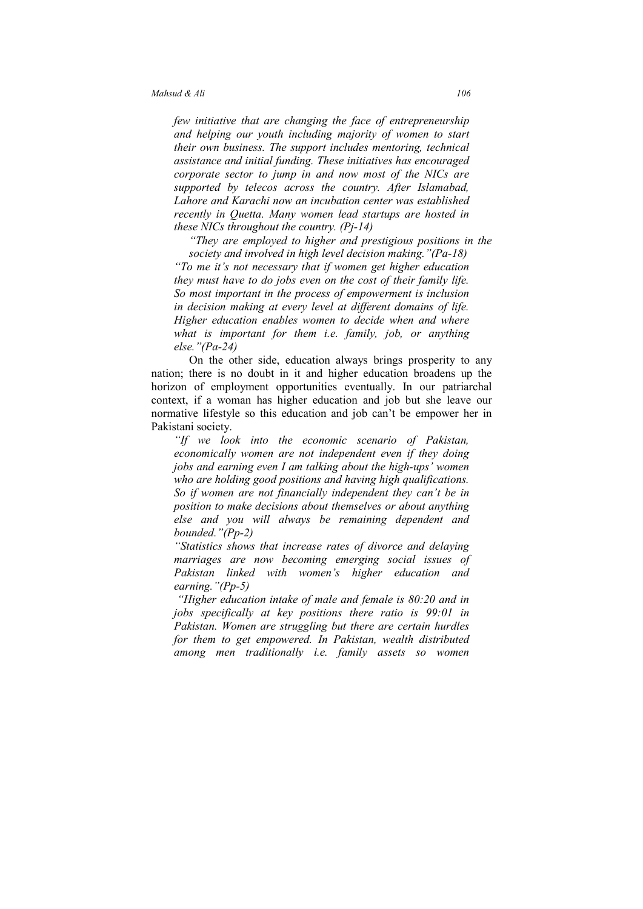*few initiative that are changing the face of entrepreneurship and helping our youth including majority of women to start their own business. The support includes mentoring, technical assistance and initial funding. These initiatives has encouraged corporate sector to jump in and now most of the NICs are supported by telecos across the country. After Islamabad, Lahore and Karachi now an incubation center was established recently in Quetta. Many women lead startups are hosted in these NICs throughout the country. (Pj-14)*

*"They are employed to higher and prestigious positions in the society and involved in high level decision making."(Pa-18)*

*"To me it's not necessary that if women get higher education they must have to do jobs even on the cost of their family life. So most important in the process of empowerment is inclusion in decision making at every level at different domains of life. Higher education enables women to decide when and where what is important for them i.e. family, job, or anything else."(Pa-24)*

On the other side, education always brings prosperity to any nation; there is no doubt in it and higher education broadens up the horizon of employment opportunities eventually. In our patriarchal context, if a woman has higher education and job but she leave our normative lifestyle so this education and job can't be empower her in Pakistani society.

*"If we look into the economic scenario of Pakistan, economically women are not independent even if they doing jobs and earning even I am talking about the high-ups' women who are holding good positions and having high qualifications. So if women are not financially independent they can't be in position to make decisions about themselves or about anything else and you will always be remaining dependent and bounded."(Pp-2)*

*"Statistics shows that increase rates of divorce and delaying marriages are now becoming emerging social issues of Pakistan linked with women's higher education and earning."(Pp-5)*

*"Higher education intake of male and female is 80:20 and in jobs specifically at key positions there ratio is 99:01 in Pakistan. Women are struggling but there are certain hurdles for them to get empowered. In Pakistan, wealth distributed among men traditionally i.e. family assets so women*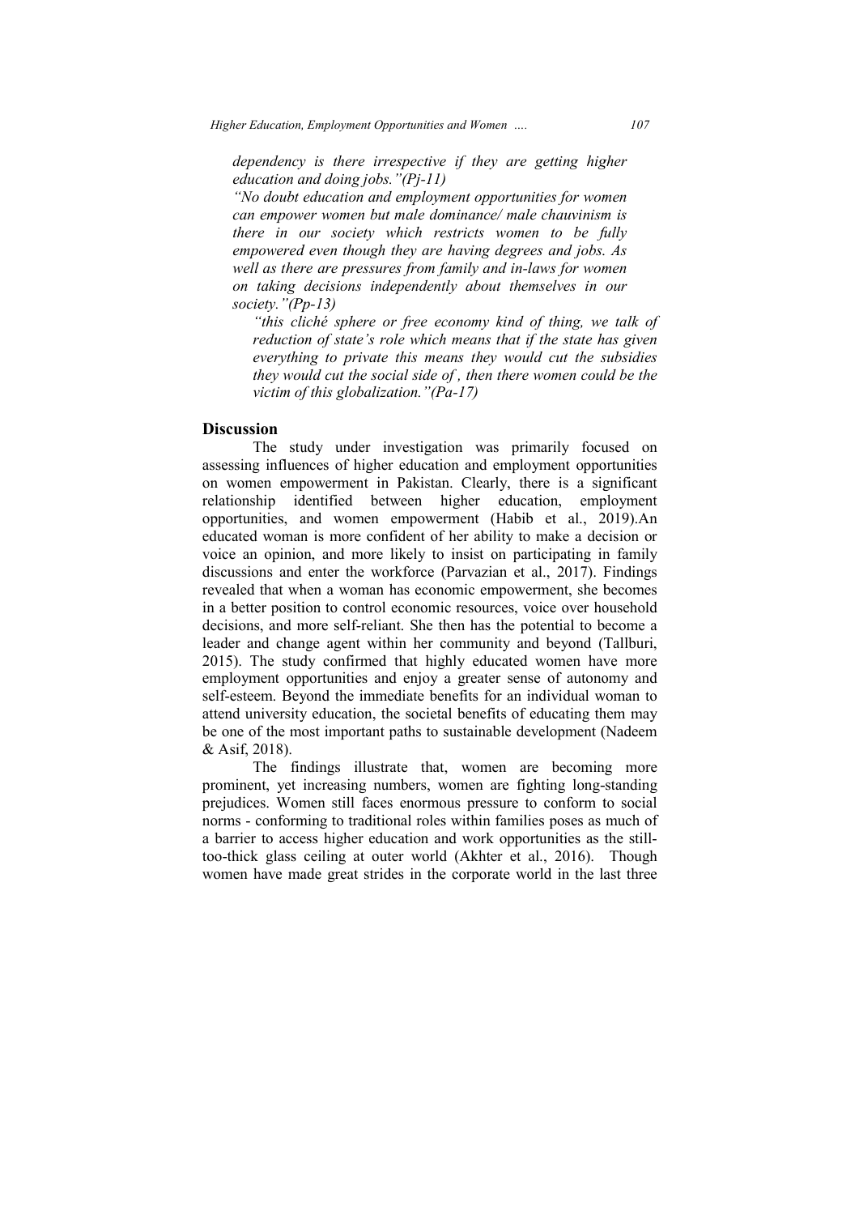*dependency is there irrespective if they are getting higher education and doing jobs."(Pj-11)*

*"No doubt education and employment opportunities for women can empower women but male dominance/ male chauvinism is there in our society which restricts women to be fully empowered even though they are having degrees and jobs. As well as there are pressures from family and in-laws for women on taking decisions independently about themselves in our society."(Pp-13)*

> *"this cliché sphere or free economy kind of thing, we talk of reduction of state's role which means that if the state has given everything to private this means they would cut the subsidies they would cut the social side of , then there women could be the victim of this globalization."(Pa-17)*

## Discussion

The study under investigation was primarily focused on assessing influences of higher education and employment opportunities on women empowerment in Pakistan. Clearly, there is a significant relationship identified between higher education, employment opportunities, and women empowerment (Habib et al., 2019).An educated woman is more confident of her ability to make a decision or voice an opinion, and more likely to insist on participating in family discussions and enter the workforce (Parvazian et al., 2017). Findings revealed that when a woman has economic empowerment, she becomes in a better position to control economic resources, voice over household decisions, and more self-reliant. She then has the potential to become a leader and change agent within her community and beyond (Tallburi, 2015). The study confirmed that highly educated women have more employment opportunities and enjoy a greater sense of autonomy and self-esteem. Beyond the immediate benefits for an individual woman to attend university education, the societal benefits of educating them may be one of the most important paths to sustainable development (Nadeem & Asif, 2018).

The findings illustrate that, women are becoming more prominent, yet increasing numbers, women are fighting long-standing prejudices. Women still faces enormous pressure to conform to social norms - conforming to traditional roles within families poses as much of a barrier to access higher education and work opportunities as the still-too-thick glass ceiling at outer world (Akhter et al., 2016). Though women have made great strides in the corporate world in the last three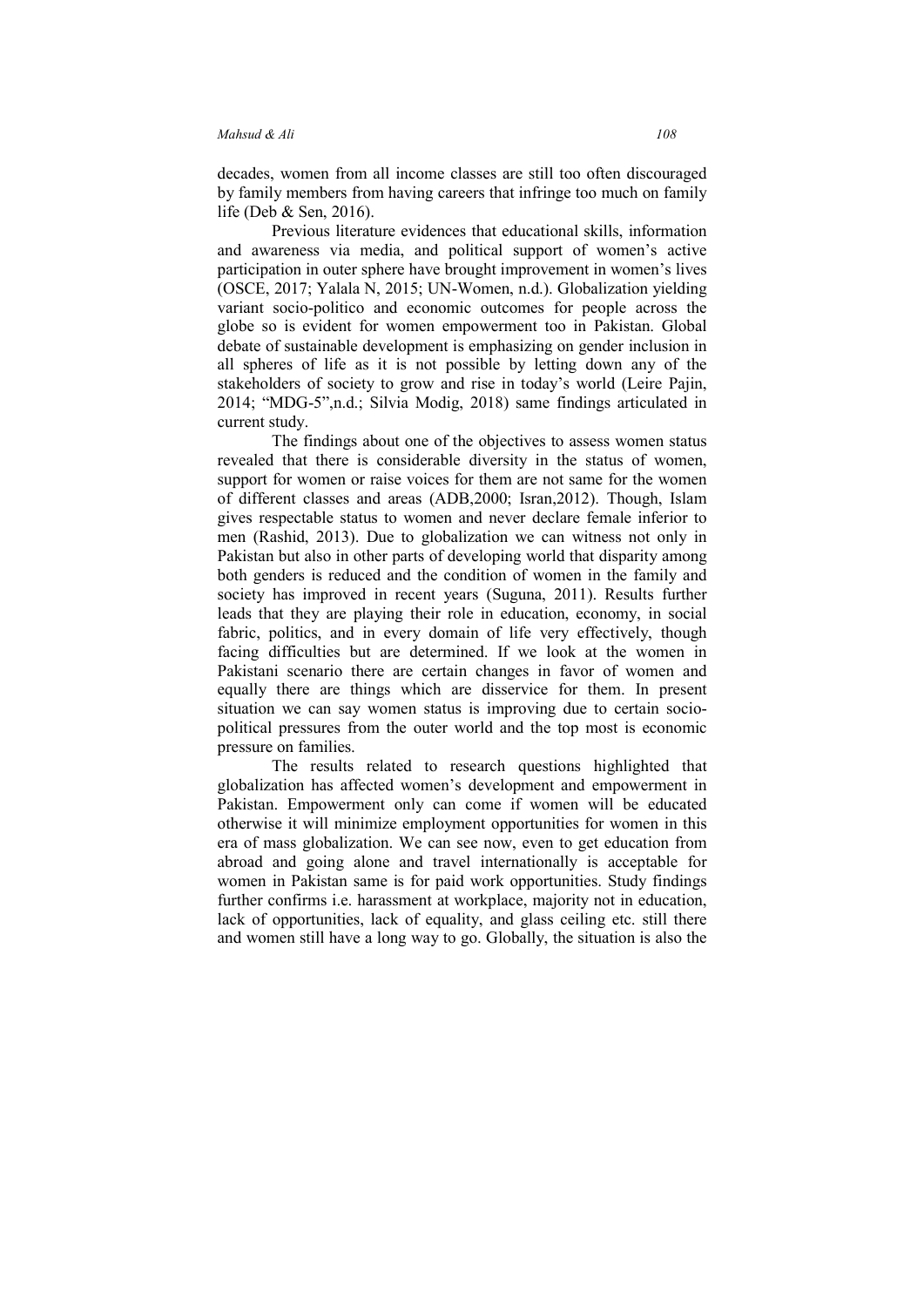decades, women from all income classes are still too often discouraged by family members from having careers that infringe too much on family life (Deb & Sen, 2016).

Previous literature evidences that educational skills, information and awareness via media, and political support of women's active participation in outer sphere have brought improvement in women's lives (OSCE, 2017; Yalala N, 2015; UN-Women, n.d.). Globalization yielding variant socio-politico and economic outcomes for people across the globe so is evident for women empowerment too in Pakistan. Global debate of sustainable development is emphasizing on gender inclusion in all spheres of life as it is not possible by letting down any of the stakeholders of society to grow and rise in today's world (Leire Pajin, 2014; "MDG-5",n.d.; Silvia Modig, 2018) same findings articulated in current study.

The findings about one of the objectives to assess women status revealed that there is considerable diversity in the status of women, support for women or raise voices for them are not same for the women of different classes and areas (ADB,2000; Isran,2012). Though, Islam gives respectable status to women and never declare female inferior to men (Rashid, 2013). Due to globalization we can witness not only in Pakistan but also in other parts of developing world that disparity among both genders is reduced and the condition of women in the family and society has improved in recent years (Suguna, 2011). Results further leads that they are playing their role in education, economy, in social fabric, politics, and in every domain of life very effectively, though facing difficulties but are determined. If we look at the women in Pakistani scenario there are certain changes in favor of women and equally there are things which are disservice for them. In present situation we can say women status is improving due to certain socio-political pressures from the outer world and the top most is economic pressure on families.

The results related to research questions highlighted that globalization has affected women's development and empowerment in Pakistan. Empowerment only can come if women will be educated otherwise it will minimize employment opportunities for women in this era of mass globalization. We can see now, even to get education from abroad and going alone and travel internationally is acceptable for women in Pakistan same is for paid work opportunities. Study findings further confirms i.e. harassment at workplace, majority not in education, lack of opportunities, lack of equality, and glass ceiling etc. still there and women still have a long way to go. Globally, the situation is also the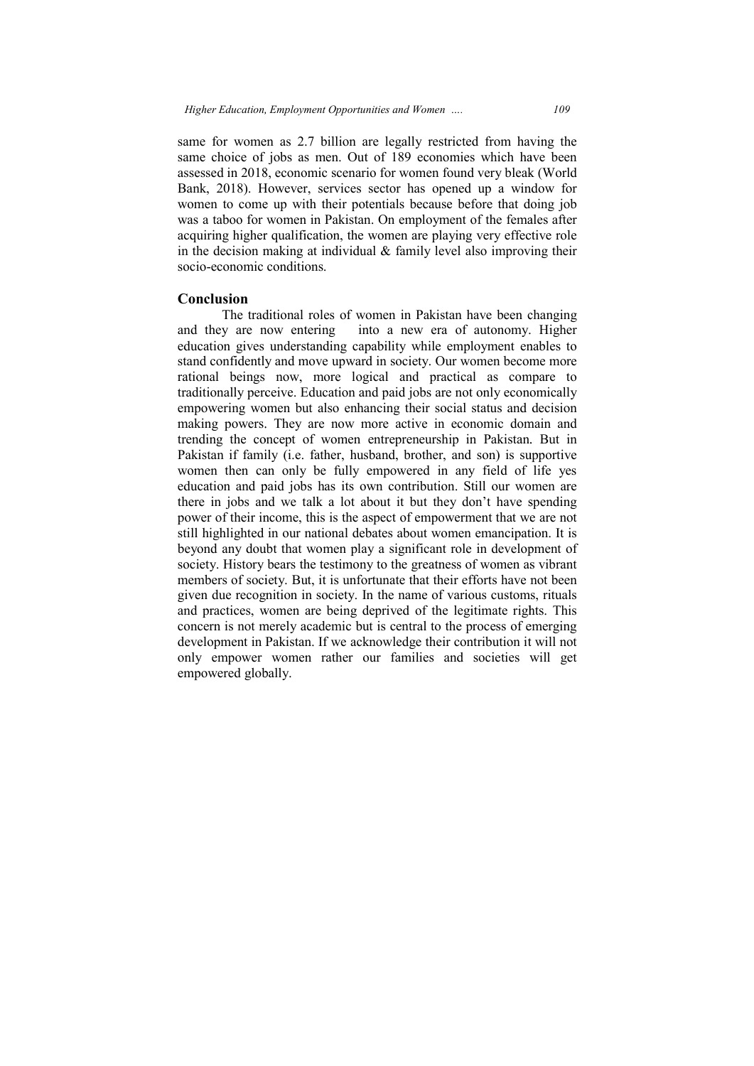same for women as 2.7 billion are legally restricted from having the same choice of jobs as men. Out of 189 economies which have been assessed in 2018, economic scenario for women found very bleak (World Bank, 2018). However, services sector has opened up a window for women to come up with their potentials because before that doing job was a taboo for women in Pakistan. On employment of the females after acquiring higher qualification, the women are playing very effective role in the decision making at individual & family level also improving their socio-economic conditions.

## Conclusion

The traditional roles of women in Pakistan have been changing and they are now entering into a new era of autonomy. Higher education gives understanding capability while employment enables to stand confidently and move upward in society. Our women become more rational beings now, more logical and practical as compare to traditionally perceive. Education and paid jobs are not only economically empowering women but also enhancing their social status and decision making powers. They are now more active in economic domain and trending the concept of women entrepreneurship in Pakistan. But in Pakistan if family (i.e. father, husband, brother, and son) is supportive women then can only be fully empowered in any field of life yes education and paid jobs has its own contribution. Still our women are there in jobs and we talk a lot about it but they don't have spending power of their income, this is the aspect of empowerment that we are not still highlighted in our national debates about women emancipation. It is beyond any doubt that women play a significant role in development of society. History bears the testimony to the greatness of women as vibrant members of society. But, it is unfortunate that their efforts have not been given due recognition in society. In the name of various customs, rituals and practices, women are being deprived of the legitimate rights. This concern is not merely academic but is central to the process of emerging development in Pakistan. If we acknowledge their contribution it will not only empower women rather our families and societies will get empowered globally.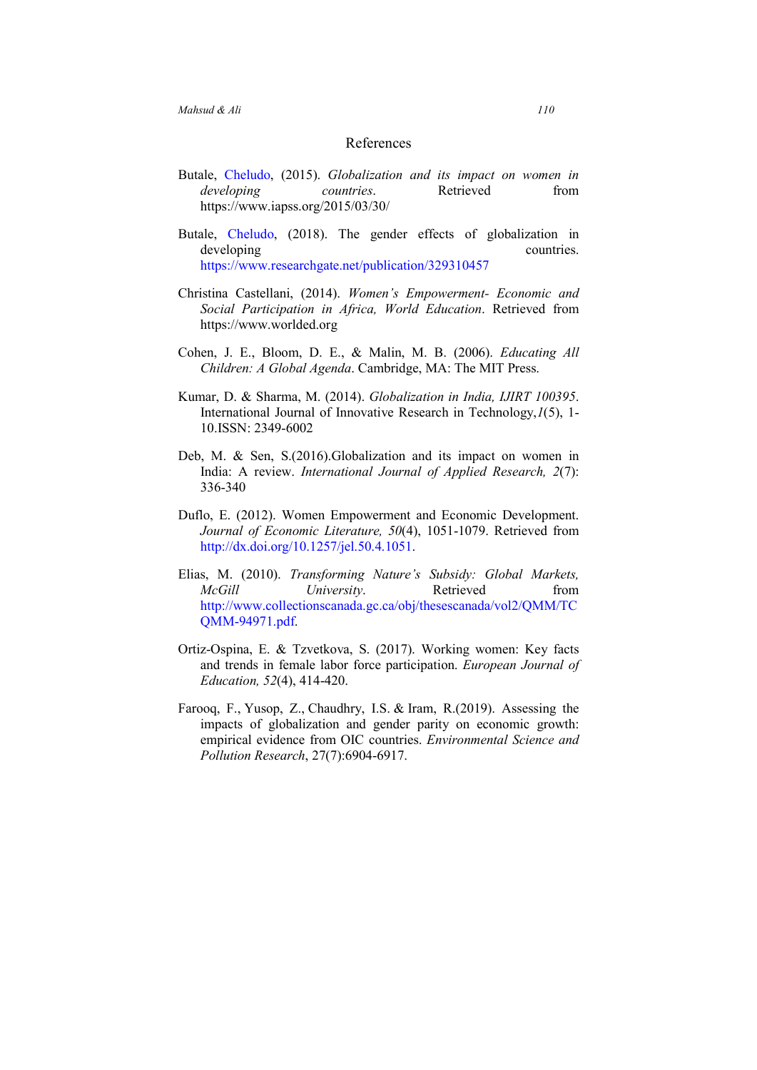## References

Butale, Cheludo, (2015). *Globalization and its impact on women in developing countries*. Retrieved from https://www.iapss.org/2015/03/30/

Butale, Cheludo, (2018). The gender effects of globalization in developing countries. https://www.researchgate.net/publication/329310457

Christina Castellani, (2014). *Women's Empowerment- Economic and Social Participation in Africa, World Education*. Retrieved from https://www.worlded.org

Cohen, J. E., Bloom, D. E., & Malin, M. B. (2006). *Educating All Children: A Global Agenda*. Cambridge, MA: The MIT Press.

Kumar, D. & Sharma, M. (2014). *Globalization in India, IJIRT 100395*. International Journal of Innovative Research in Technology,*1*(5), 1-10.ISSN: 2349-6002

Deb, M. & Sen, S.(2016).Globalization and its impact on women in India: A review. *International Journal of Applied Research, 2*(7): 336-340

Duflo, E. (2012). Women Empowerment and Economic Development. *Journal of Economic Literature, 50*(4), 1051-1079. Retrieved from http://dx.doi.org/10.1257/jel.50.4.1051.

Elias, M. (2010). *Transforming Nature's Subsidy: Global Markets, McGill University*. Retrieved from http://www.collectionscanada.gc.ca/obj/thesescanada/vol2/QMM/TC QMM-94971.pdf.

Ortiz-Ospina, E. & Tzvetkova, S. (2017). Working women: Key facts and trends in female labor force participation. *European Journal of Education, 52*(4), 414-420.

Farooq, F., Yusop, Z., Chaudhry, I.S. & Iram, R.(2019). Assessing the impacts of globalization and gender parity on economic growth: empirical evidence from OIC countries. *Environmental Science and Pollution Research*, 27(7):6904-6917.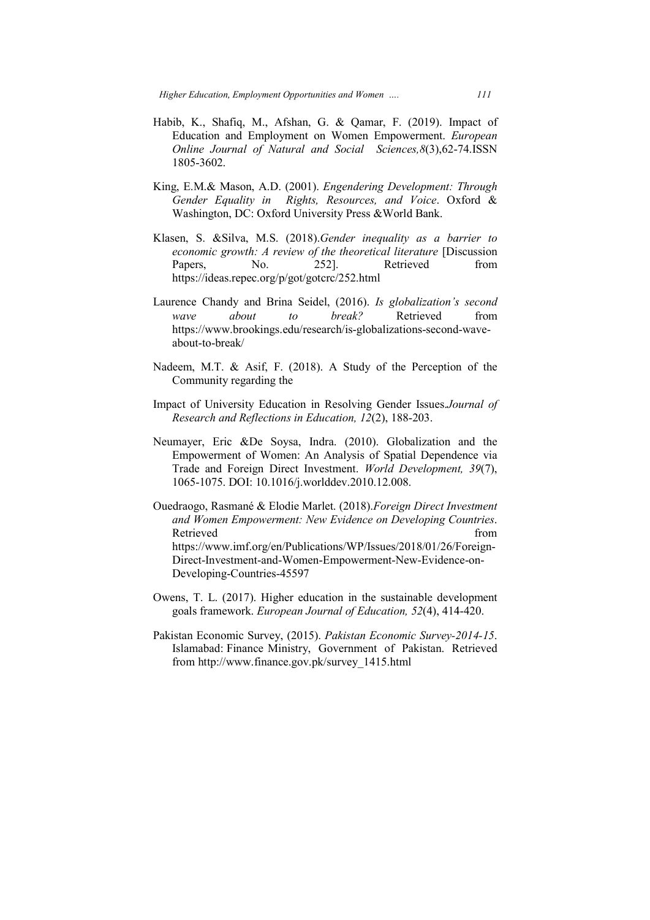Habib, K., Shafiq, M., Afshan, G. & Qamar, F. (2019). Impact of Education and Employment on Women Empowerment. *European Online Journal of Natural and Social Sciences,8*(3),62-74.ISSN 1805-3602.

King, E.M.& Mason, A.D. (2001). *Engendering Development: Through Gender Equality in Rights, Resources, and Voice*. Oxford & Washington, DC: Oxford University Press &World Bank.

Klasen, S. &Silva, M.S. (2018).*Gender inequality as a barrier to economic growth: A review of the theoretical literature* [Discussion Papers, No. 252]. Retrieved from https://ideas.repec.org/p/got/gotcrc/252.html

Laurence Chandy and Brina Seidel, (2016). *Is globalization's second wave about to break?* Retrieved from https://www.brookings.edu/research/is-globalizations-second-wave-about-to-break/

Nadeem, M.T. & Asif, F. (2018). A Study of the Perception of the Community regarding the

Impact of University Education in Resolving Gender Issues.*Journal of Research and Reflections in Education, 12*(2), 188-203.

Neumayer, Eric &De Soysa, Indra. (2010). Globalization and the Empowerment of Women: An Analysis of Spatial Dependence via Trade and Foreign Direct Investment. *World Development, 39*(7), 1065-1075. DOI: 10.1016/j.worlddev.2010.12.008.

Ouedraogo, Rasmané & Elodie Marlet. (2018).*Foreign Direct Investment and Women Empowerment: New Evidence on Developing Countries*. Retrieved from https://www.imf.org/en/Publications/WP/Issues/2018/01/26/Foreign-Direct-Investment-and-Women-Empowerment-New-Evidence-on-Developing-Countries-45597

Owens, T. L. (2017). Higher education in the sustainable development goals framework. *European Journal of Education, 52*(4), 414-420.

Pakistan Economic Survey, (2015). *Pakistan Economic Survey-2014-15*. Islamabad: Finance Ministry, Government of Pakistan. Retrieved from http://www.finance.gov.pk/survey_1415.html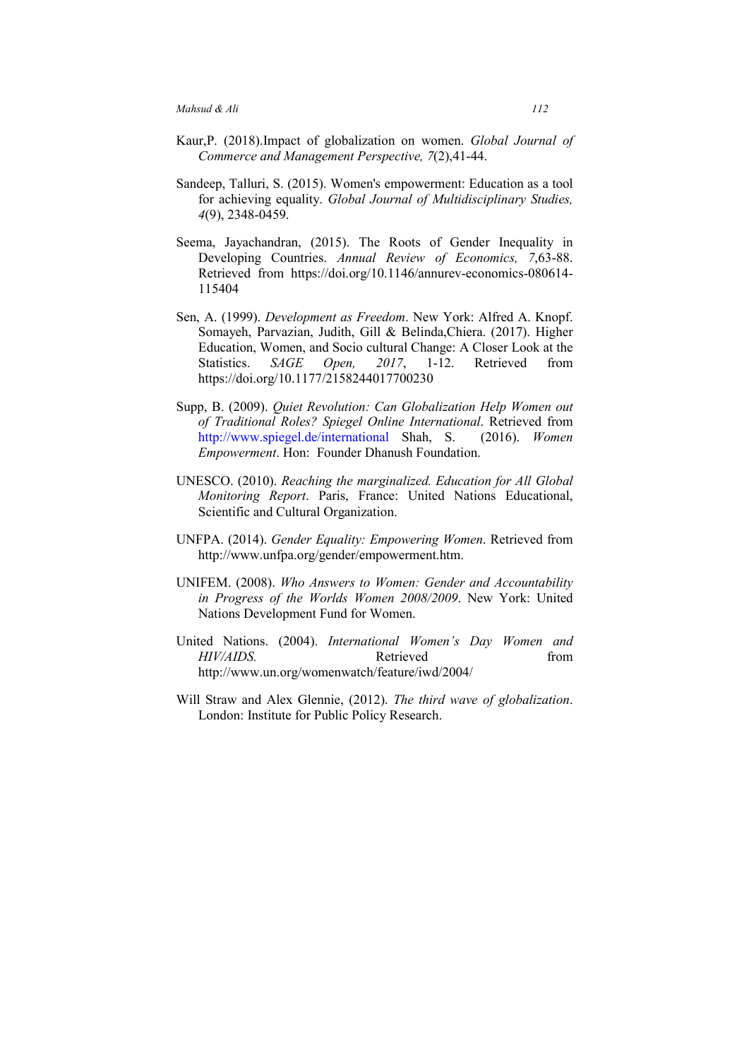Kaur,P. (2018).Impact of globalization on women. *Global Journal of Commerce and Management Perspective, 7*(2),41-44.

Sandeep, Talluri, S. (2015). Women's empowerment: Education as a tool for achieving equality. *Global Journal of Multidisciplinary Studies, 4*(9), 2348-0459.

Seema, Jayachandran, (2015). The Roots of Gender Inequality in Developing Countries. *Annual Review of Economics, 7*,63-88. Retrieved from https://doi.org/10.1146/annurev-economics-080614-115404

Sen, A. (1999). *Development as Freedom*. New York: Alfred A. Knopf. Somayeh, Parvazian, Judith, Gill & Belinda,Chiera. (2017). Higher Education, Women, and Socio cultural Change: A Closer Look at the Statistics. *SAGE Open, 2017*, 1-12. Retrieved from https://doi.org/10.1177/2158244017700230

Supp, B. (2009). *Quiet Revolution: Can Globalization Help Women out of Traditional Roles? Spiegel Online International*. Retrieved from http://www.spiegel.de/international Shah, S. (2016). *Women Empowerment*. Hon: Founder Dhanush Foundation.

UNESCO. (2010). *Reaching the marginalized. Education for All Global Monitoring Report*. Paris, France: United Nations Educational, Scientific and Cultural Organization.

UNFPA. (2014). *Gender Equality: Empowering Women*. Retrieved from http://www.unfpa.org/gender/empowerment.htm.

UNIFEM. (2008). *Who Answers to Women: Gender and Accountability in Progress of the Worlds Women 2008/2009*. New York: United Nations Development Fund for Women.

United Nations. (2004). *International Women's Day Women and HIV/AIDS.* Retrieved from http://www.un.org/womenwatch/feature/iwd/2004/

Will Straw and Alex Glennie, (2012). *The third wave of globalization*. London: Institute for Public Policy Research.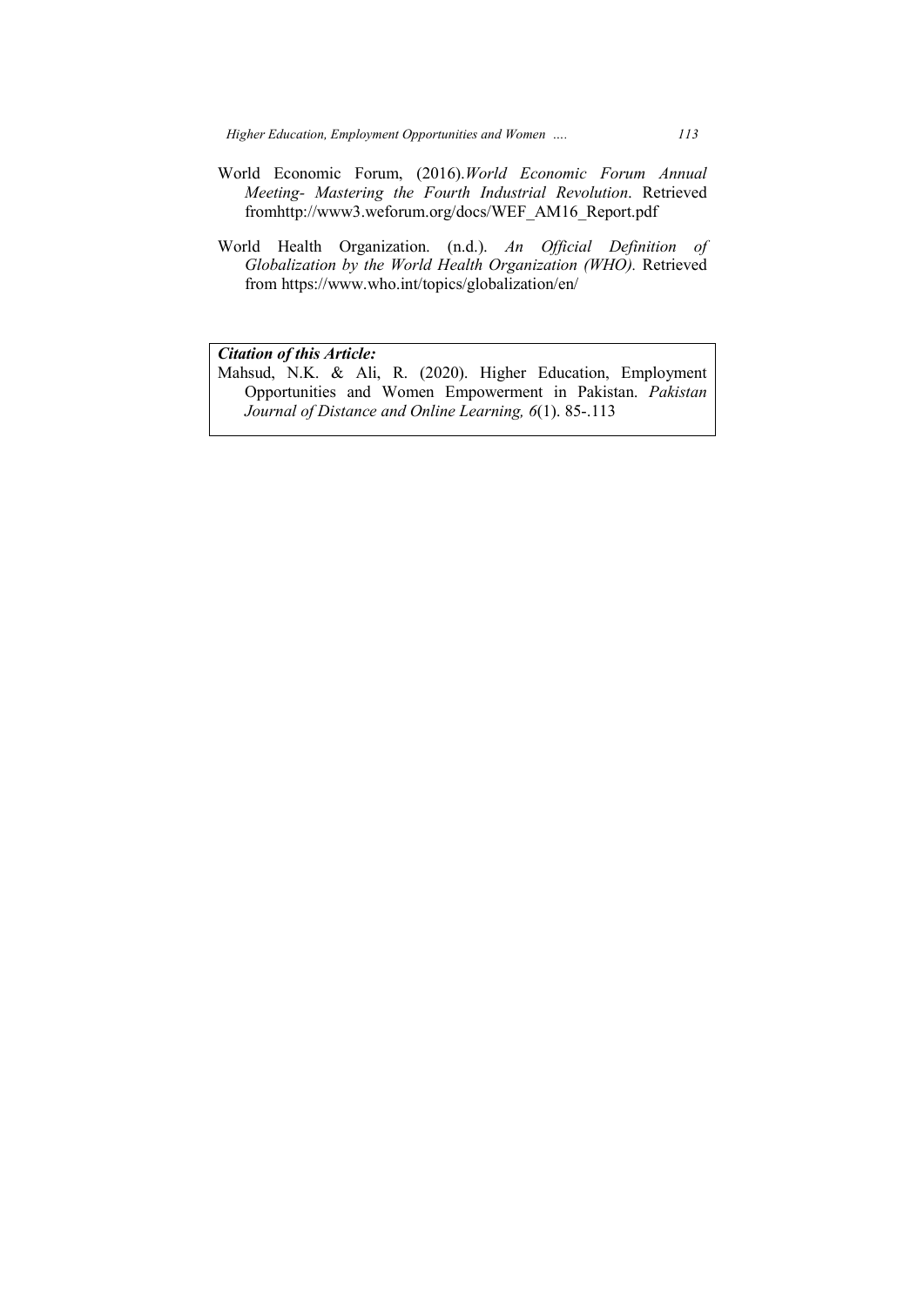World Economic Forum, (2016).*World Economic Forum Annual Meeting- Mastering the Fourth Industrial Revolution*. Retrieved fromhttp://www3.weforum.org/docs/WEF_AM16_Report.pdf

World Health Organization. (n.d.). *An Official Definition of Globalization by the World Health Organization (WHO).* Retrieved from https://www.who.int/topics/globalization/en/

***Citation of this Article:***
Mahsud, N.K. & Ali, R. (2020). Higher Education, Employment Opportunities and Women Empowerment in Pakistan. *Pakistan Journal of Distance and Online Learning, 6*(1). 85-.113